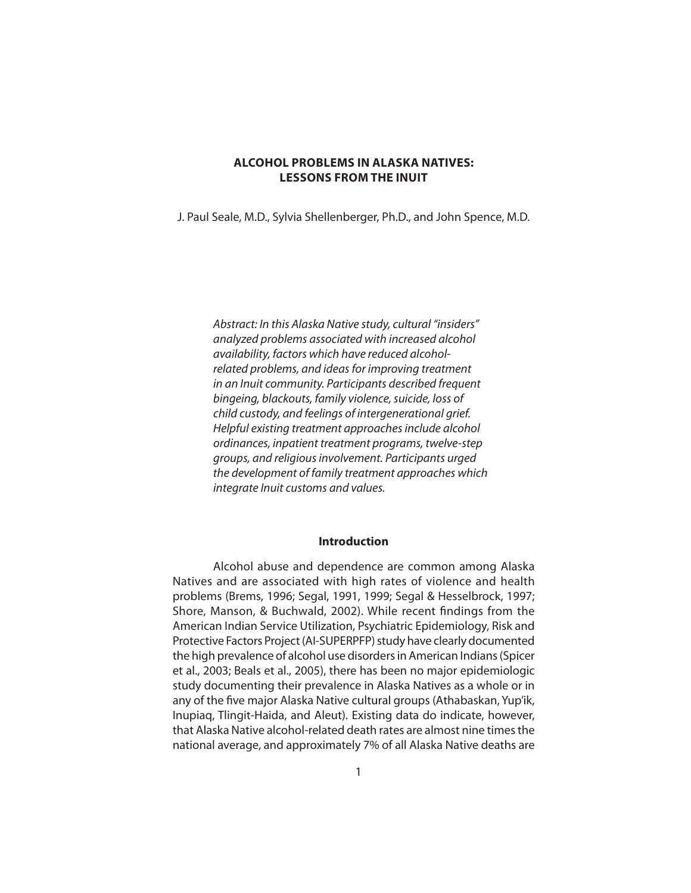# ALCOHOL PROBLEMS IN ALASKA NATIVES: LESSONS FROM THE INUIT

J. Paul Seale, M.D., Sylvia Shellenberger, Ph.D., and John Spence, M.D.

*Abstract: In this Alaska Native study, cultural "insiders" analyzed problems associated with increased alcohol availability, factors which have reduced alcohol-related problems, and ideas for improving treatment in an Inuit community. Participants described frequent bingeing, blackouts, family violence, suicide, loss of child custody, and feelings of intergenerational grief. Helpful existing treatment approaches include alcohol ordinances, inpatient treatment programs, twelve-step groups, and religious involvement. Participants urged the development of family treatment approaches which integrate Inuit customs and values.*

## Introduction

Alcohol abuse and dependence are common among Alaska Natives and are associated with high rates of violence and health problems (Brems, 1996; Segal, 1991, 1999; Segal & Hesselbrock, 1997; Shore, Manson, & Buchwald, 2002). While recent findings from the American Indian Service Utilization, Psychiatric Epidemiology, Risk and Protective Factors Project (AI-SUPERPFP) study have clearly documented the high prevalence of alcohol use disorders in American Indians (Spicer et al., 2003; Beals et al., 2005), there has been no major epidemiologic study documenting their prevalence in Alaska Natives as a whole or in any of the five major Alaska Native cultural groups (Athabaskan, Yup'ik, Inupiaq, Tlingit-Haida, and Aleut). Existing data do indicate, however, that Alaska Native alcohol-related death rates are almost nine times the national average, and approximately 7% of all Alaska Native deaths are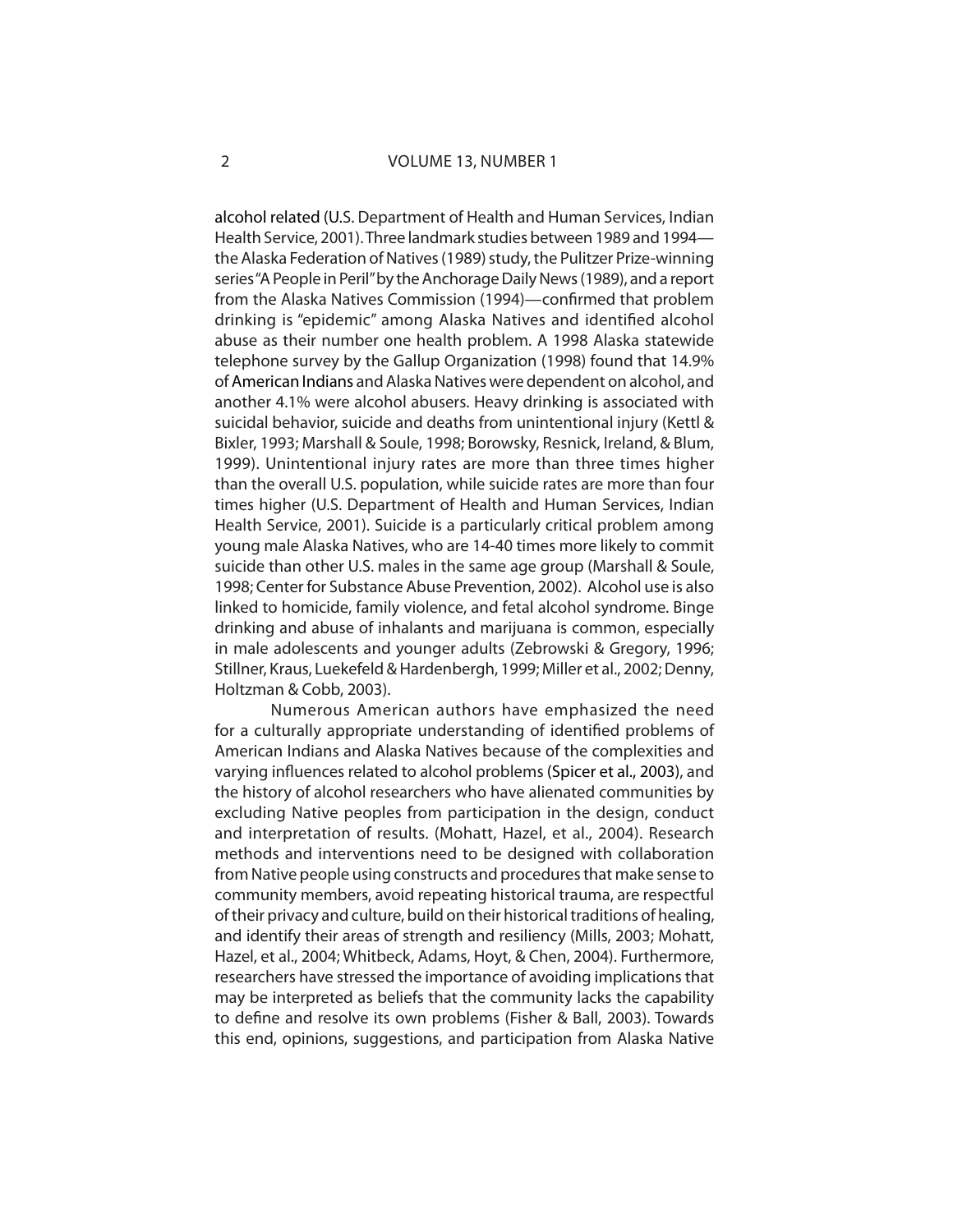alcohol related (U.S. Department of Health and Human Services, Indian Health Service, 2001). Three landmark studies between 1989 and 1994—the Alaska Federation of Natives (1989) study, the Pulitzer Prize-winning series "A People in Peril" by the Anchorage Daily News (1989), and a report from the Alaska Natives Commission (1994)—confirmed that problem drinking is "epidemic" among Alaska Natives and identified alcohol abuse as their number one health problem. A 1998 Alaska statewide telephone survey by the Gallup Organization (1998) found that 14.9% of American Indians and Alaska Natives were dependent on alcohol, and another 4.1% were alcohol abusers. Heavy drinking is associated with suicidal behavior, suicide and deaths from unintentional injury (Kettl & Bixler, 1993; Marshall & Soule, 1998; Borowsky, Resnick, Ireland, & Blum, 1999). Unintentional injury rates are more than three times higher than the overall U.S. population, while suicide rates are more than four times higher (U.S. Department of Health and Human Services, Indian Health Service, 2001). Suicide is a particularly critical problem among young male Alaska Natives, who are 14-40 times more likely to commit suicide than other U.S. males in the same age group (Marshall & Soule, 1998; Center for Substance Abuse Prevention, 2002). Alcohol use is also linked to homicide, family violence, and fetal alcohol syndrome. Binge drinking and abuse of inhalants and marijuana is common, especially in male adolescents and younger adults (Zebrowski & Gregory, 1996; Stillner, Kraus, Luekefeld & Hardenbergh, 1999; Miller et al., 2002; Denny, Holtzman & Cobb, 2003).

Numerous American authors have emphasized the need for a culturally appropriate understanding of identified problems of American Indians and Alaska Natives because of the complexities and varying influences related to alcohol problems (Spicer et al., 2003), and the history of alcohol researchers who have alienated communities by excluding Native peoples from participation in the design, conduct and interpretation of results. (Mohatt, Hazel, et al., 2004). Research methods and interventions need to be designed with collaboration from Native people using constructs and procedures that make sense to community members, avoid repeating historical trauma, are respectful of their privacy and culture, build on their historical traditions of healing, and identify their areas of strength and resiliency (Mills, 2003; Mohatt, Hazel, et al., 2004; Whitbeck, Adams, Hoyt, & Chen, 2004). Furthermore, researchers have stressed the importance of avoiding implications that may be interpreted as beliefs that the community lacks the capability to define and resolve its own problems (Fisher & Ball, 2003). Towards this end, opinions, suggestions, and participation from Alaska Native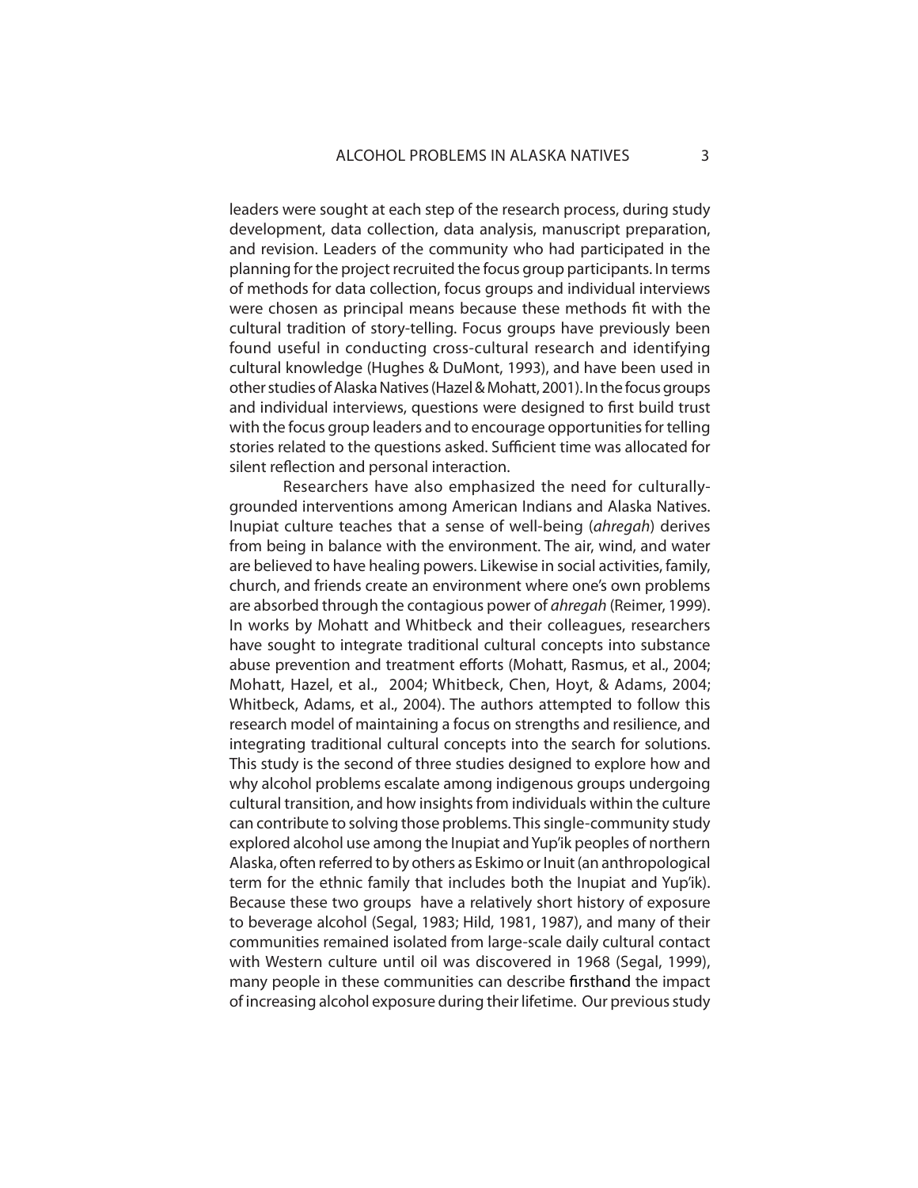leaders were sought at each step of the research process, during study development, data collection, data analysis, manuscript preparation, and revision. Leaders of the community who had participated in the planning for the project recruited the focus group participants. In terms of methods for data collection, focus groups and individual interviews were chosen as principal means because these methods fit with the cultural tradition of story-telling. Focus groups have previously been found useful in conducting cross-cultural research and identifying cultural knowledge (Hughes & DuMont, 1993), and have been used in other studies of Alaska Natives (Hazel & Mohatt, 2001). In the focus groups and individual interviews, questions were designed to first build trust with the focus group leaders and to encourage opportunities for telling stories related to the questions asked. Sufficient time was allocated for silent reflection and personal interaction.

Researchers have also emphasized the need for culturally-grounded interventions among American Indians and Alaska Natives. Inupiat culture teaches that a sense of well-being (*ahregah*) derives from being in balance with the environment. The air, wind, and water are believed to have healing powers. Likewise in social activities, family, church, and friends create an environment where one's own problems are absorbed through the contagious power of *ahregah* (Reimer, 1999). In works by Mohatt and Whitbeck and their colleagues, researchers have sought to integrate traditional cultural concepts into substance abuse prevention and treatment efforts (Mohatt, Rasmus, et al., 2004; Mohatt, Hazel, et al., 2004; Whitbeck, Chen, Hoyt, & Adams, 2004; Whitbeck, Adams, et al., 2004). The authors attempted to follow this research model of maintaining a focus on strengths and resilience, and integrating traditional cultural concepts into the search for solutions. This study is the second of three studies designed to explore how and why alcohol problems escalate among indigenous groups undergoing cultural transition, and how insights from individuals within the culture can contribute to solving those problems. This single-community study explored alcohol use among the Inupiat and Yup'ik peoples of northern Alaska, often referred to by others as Eskimo or Inuit (an anthropological term for the ethnic family that includes both the Inupiat and Yup'ik). Because these two groups have a relatively short history of exposure to beverage alcohol (Segal, 1983; Hild, 1981, 1987), and many of their communities remained isolated from large-scale daily cultural contact with Western culture until oil was discovered in 1968 (Segal, 1999), many people in these communities can describe firsthand the impact of increasing alcohol exposure during their lifetime. Our previous study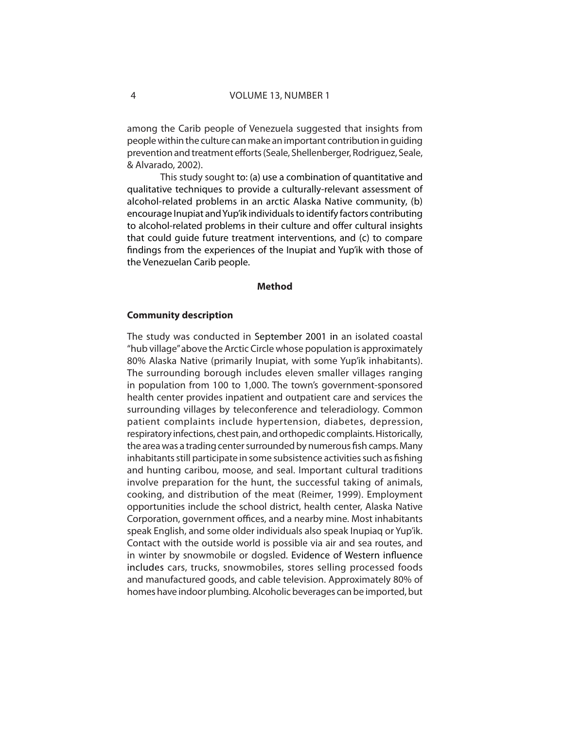among the Carib people of Venezuela suggested that insights from people within the culture can make an important contribution in guiding prevention and treatment efforts (Seale, Shellenberger, Rodriguez, Seale, & Alvarado, 2002).

This study sought to: (a) use a combination of quantitative and qualitative techniques to provide a culturally-relevant assessment of alcohol-related problems in an arctic Alaska Native community, (b) encourage Inupiat and Yup'ik individuals to identify factors contributing to alcohol-related problems in their culture and offer cultural insights that could guide future treatment interventions, and (c) to compare findings from the experiences of the Inupiat and Yup'ik with those of the Venezuelan Carib people.

## Method

### Community description

The study was conducted in September 2001 in an isolated coastal "hub village" above the Arctic Circle whose population is approximately 80% Alaska Native (primarily Inupiat, with some Yup'ik inhabitants). The surrounding borough includes eleven smaller villages ranging in population from 100 to 1,000. The town's government-sponsored health center provides inpatient and outpatient care and services the surrounding villages by teleconference and teleradiology. Common patient complaints include hypertension, diabetes, depression, respiratory infections, chest pain, and orthopedic complaints. Historically, the area was a trading center surrounded by numerous fish camps. Many inhabitants still participate in some subsistence activities such as fishing and hunting caribou, moose, and seal. Important cultural traditions involve preparation for the hunt, the successful taking of animals, cooking, and distribution of the meat (Reimer, 1999). Employment opportunities include the school district, health center, Alaska Native Corporation, government offices, and a nearby mine. Most inhabitants speak English, and some older individuals also speak Inupiaq or Yup'ik. Contact with the outside world is possible via air and sea routes, and in winter by snowmobile or dogsled. Evidence of Western influence includes cars, trucks, snowmobiles, stores selling processed foods and manufactured goods, and cable television. Approximately 80% of homes have indoor plumbing. Alcoholic beverages can be imported, but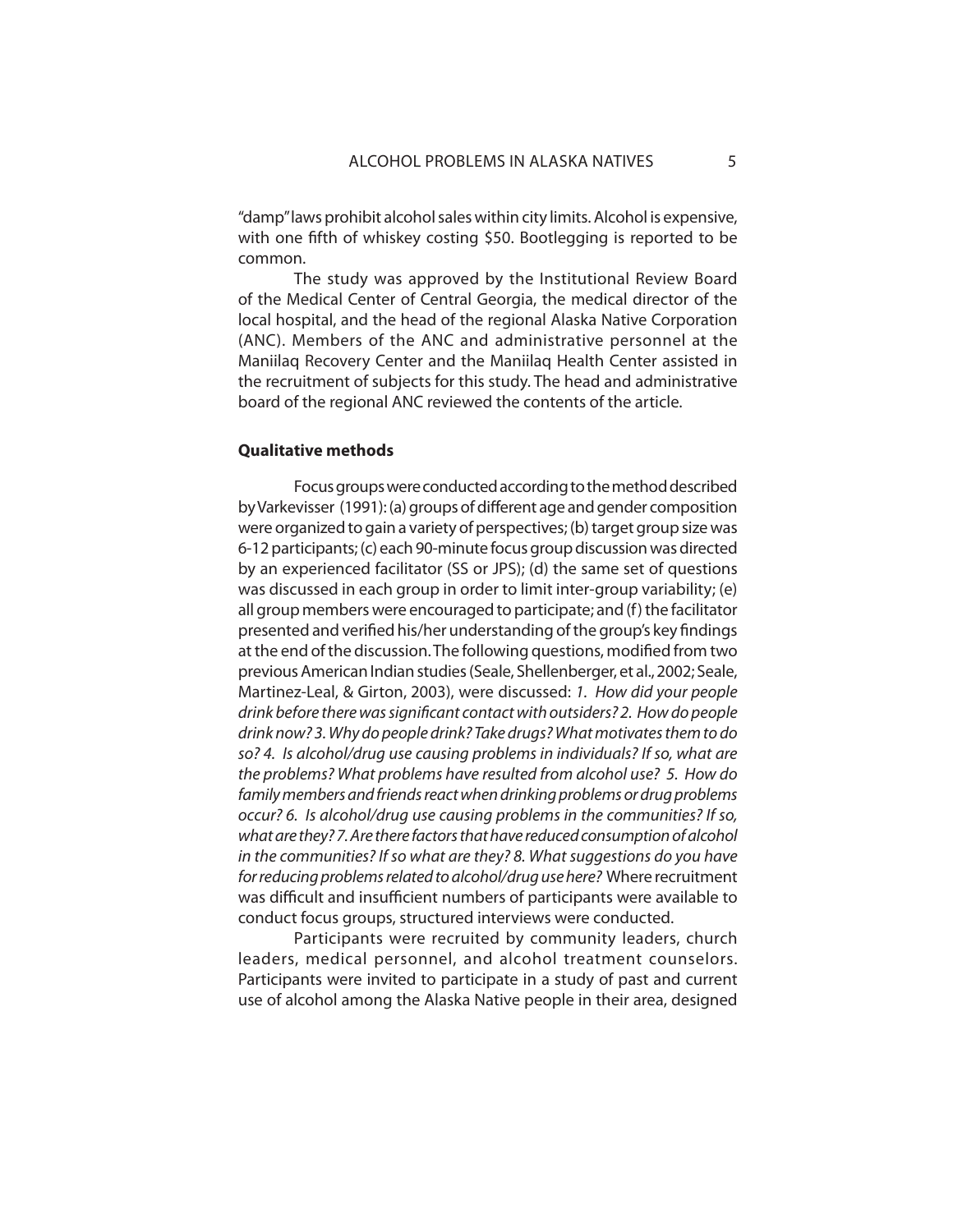"damp" laws prohibit alcohol sales within city limits. Alcohol is expensive, with one fifth of whiskey costing $50. Bootlegging is reported to be common.

The study was approved by the Institutional Review Board of the Medical Center of Central Georgia, the medical director of the local hospital, and the head of the regional Alaska Native Corporation (ANC). Members of the ANC and administrative personnel at the Maniilaq Recovery Center and the Maniilaq Health Center assisted in the recruitment of subjects for this study. The head and administrative board of the regional ANC reviewed the contents of the article.

### Qualitative methods

Focus groups were conducted according to the method described by Varkevisser (1991): (a) groups of different age and gender composition were organized to gain a variety of perspectives; (b) target group size was 6-12 participants; (c) each 90-minute focus group discussion was directed by an experienced facilitator (SS or JPS); (d) the same set of questions was discussed in each group in order to limit inter-group variability; (e) all group members were encouraged to participate; and (f) the facilitator presented and verified his/her understanding of the group's key findings at the end of the discussion. The following questions, modified from two previous American Indian studies (Seale, Shellenberger, et al., 2002; Seale, Martinez-Leal, & Girton, 2003), were discussed: *1. How did your people drink before there was significant contact with outsiders? 2. How do people drink now? 3. Why do people drink? Take drugs? What motivates them to do so? 4. Is alcohol/drug use causing problems in individuals? If so, what are the problems? What problems have resulted from alcohol use? 5. How do family members and friends react when drinking problems or drug problems occur? 6. Is alcohol/drug use causing problems in the communities? If so, what are they? 7. Are there factors that have reduced consumption of alcohol in the communities? If so what are they? 8. What suggestions do you have for reducing problems related to alcohol/drug use here?* Where recruitment was difficult and insufficient numbers of participants were available to conduct focus groups, structured interviews were conducted.

Participants were recruited by community leaders, church leaders, medical personnel, and alcohol treatment counselors. Participants were invited to participate in a study of past and current use of alcohol among the Alaska Native people in their area, designed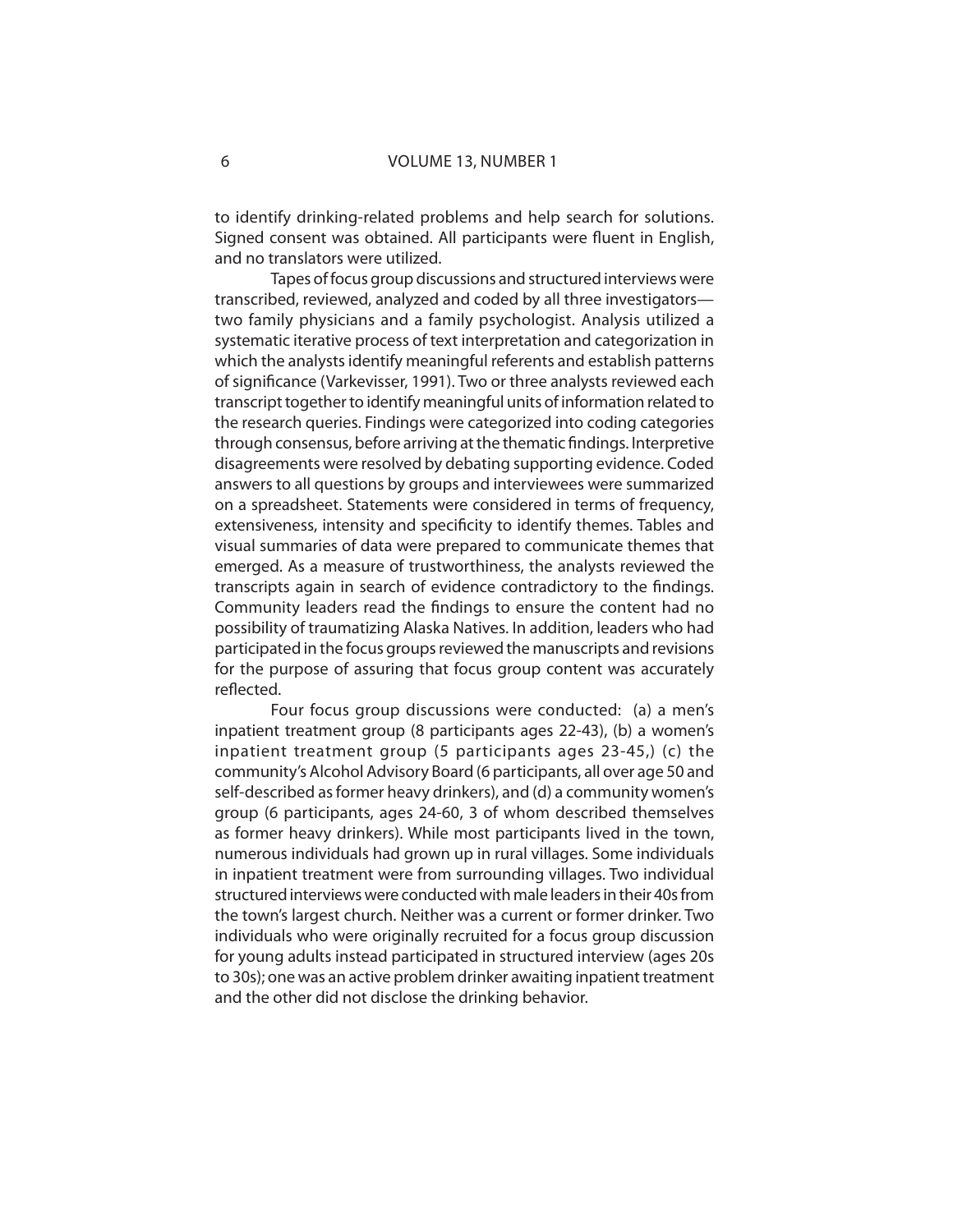to identify drinking-related problems and help search for solutions. Signed consent was obtained. All participants were fluent in English, and no translators were utilized.

Tapes of focus group discussions and structured interviews were transcribed, reviewed, analyzed and coded by all three investigators—two family physicians and a family psychologist. Analysis utilized a systematic iterative process of text interpretation and categorization in which the analysts identify meaningful referents and establish patterns of significance (Varkevisser, 1991). Two or three analysts reviewed each transcript together to identify meaningful units of information related to the research queries. Findings were categorized into coding categories through consensus, before arriving at the thematic findings. Interpretive disagreements were resolved by debating supporting evidence. Coded answers to all questions by groups and interviewees were summarized on a spreadsheet. Statements were considered in terms of frequency, extensiveness, intensity and specificity to identify themes. Tables and visual summaries of data were prepared to communicate themes that emerged. As a measure of trustworthiness, the analysts reviewed the transcripts again in search of evidence contradictory to the findings. Community leaders read the findings to ensure the content had no possibility of traumatizing Alaska Natives. In addition, leaders who had participated in the focus groups reviewed the manuscripts and revisions for the purpose of assuring that focus group content was accurately reflected.

Four focus group discussions were conducted: (a) a men's inpatient treatment group (8 participants ages 22-43), (b) a women's inpatient treatment group (5 participants ages 23-45,) (c) the community's Alcohol Advisory Board (6 participants, all over age 50 and self-described as former heavy drinkers), and (d) a community women's group (6 participants, ages 24-60, 3 of whom described themselves as former heavy drinkers). While most participants lived in the town, numerous individuals had grown up in rural villages. Some individuals in inpatient treatment were from surrounding villages. Two individual structured interviews were conducted with male leaders in their 40s from the town's largest church. Neither was a current or former drinker. Two individuals who were originally recruited for a focus group discussion for young adults instead participated in structured interview (ages 20s to 30s); one was an active problem drinker awaiting inpatient treatment and the other did not disclose the drinking behavior.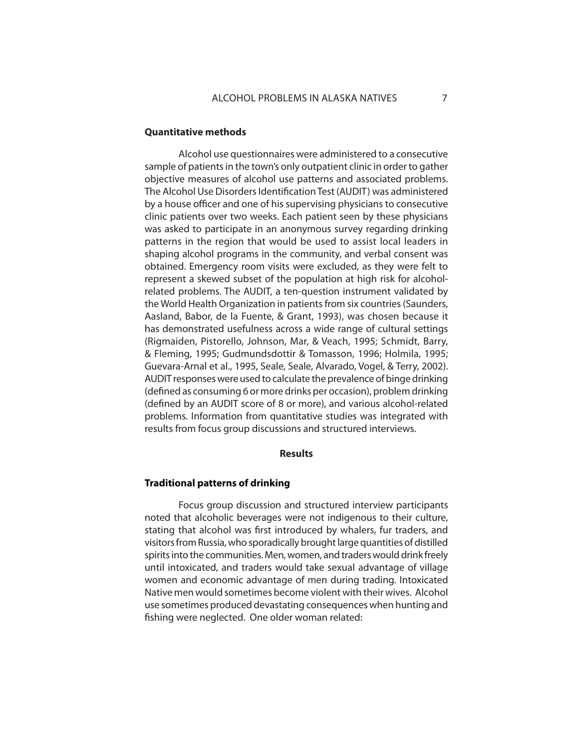### Quantitative methods

Alcohol use questionnaires were administered to a consecutive sample of patients in the town's only outpatient clinic in order to gather objective measures of alcohol use patterns and associated problems. The Alcohol Use Disorders Identification Test (AUDIT) was administered by a house officer and one of his supervising physicians to consecutive clinic patients over two weeks. Each patient seen by these physicians was asked to participate in an anonymous survey regarding drinking patterns in the region that would be used to assist local leaders in shaping alcohol programs in the community, and verbal consent was obtained. Emergency room visits were excluded, as they were felt to represent a skewed subset of the population at high risk for alcohol-related problems. The AUDIT, a ten-question instrument validated by the World Health Organization in patients from six countries (Saunders, Aasland, Babor, de la Fuente, & Grant, 1993), was chosen because it has demonstrated usefulness across a wide range of cultural settings (Rigmaiden, Pistorello, Johnson, Mar, & Veach, 1995; Schmidt, Barry, & Fleming, 1995; Gudmundsdottir & Tomasson, 1996; Holmila, 1995; Guevara-Arnal et al., 1995, Seale, Seale, Alvarado, Vogel, & Terry, 2002). AUDIT responses were used to calculate the prevalence of binge drinking (defined as consuming 6 or more drinks per occasion), problem drinking (defined by an AUDIT score of 8 or more), and various alcohol-related problems. Information from quantitative studies was integrated with results from focus group discussions and structured interviews.

## Results

### Traditional patterns of drinking

Focus group discussion and structured interview participants noted that alcoholic beverages were not indigenous to their culture, stating that alcohol was first introduced by whalers, fur traders, and visitors from Russia, who sporadically brought large quantities of distilled spirits into the communities. Men, women, and traders would drink freely until intoxicated, and traders would take sexual advantage of village women and economic advantage of men during trading. Intoxicated Native men would sometimes become violent with their wives. Alcohol use sometimes produced devastating consequences when hunting and fishing were neglected. One older woman related: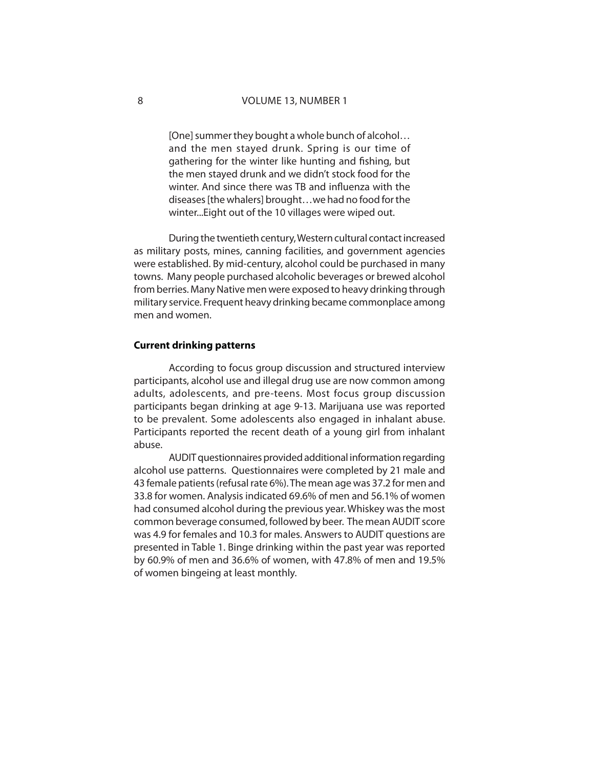> [One] summer they bought a whole bunch of alcohol… and the men stayed drunk. Spring is our time of gathering for the winter like hunting and fishing, but the men stayed drunk and we didn't stock food for the winter. And since there was TB and influenza with the diseases [the whalers] brought…we had no food for the winter...Eight out of the 10 villages were wiped out.

During the twentieth century, Western cultural contact increased as military posts, mines, canning facilities, and government agencies were established. By mid-century, alcohol could be purchased in many towns. Many people purchased alcoholic beverages or brewed alcohol from berries. Many Native men were exposed to heavy drinking through military service. Frequent heavy drinking became commonplace among men and women.

**Current drinking patterns**

According to focus group discussion and structured interview participants, alcohol use and illegal drug use are now common among adults, adolescents, and pre-teens. Most focus group discussion participants began drinking at age 9-13. Marijuana use was reported to be prevalent. Some adolescents also engaged in inhalant abuse. Participants reported the recent death of a young girl from inhalant abuse.

AUDIT questionnaires provided additional information regarding alcohol use patterns. Questionnaires were completed by 21 male and 43 female patients (refusal rate 6%). The mean age was 37.2 for men and 33.8 for women. Analysis indicated 69.6% of men and 56.1% of women had consumed alcohol during the previous year. Whiskey was the most common beverage consumed, followed by beer. The mean AUDIT score was 4.9 for females and 10.3 for males. Answers to AUDIT questions are presented in Table 1. Binge drinking within the past year was reported by 60.9% of men and 36.6% of women, with 47.8% of men and 19.5% of women bingeing at least monthly.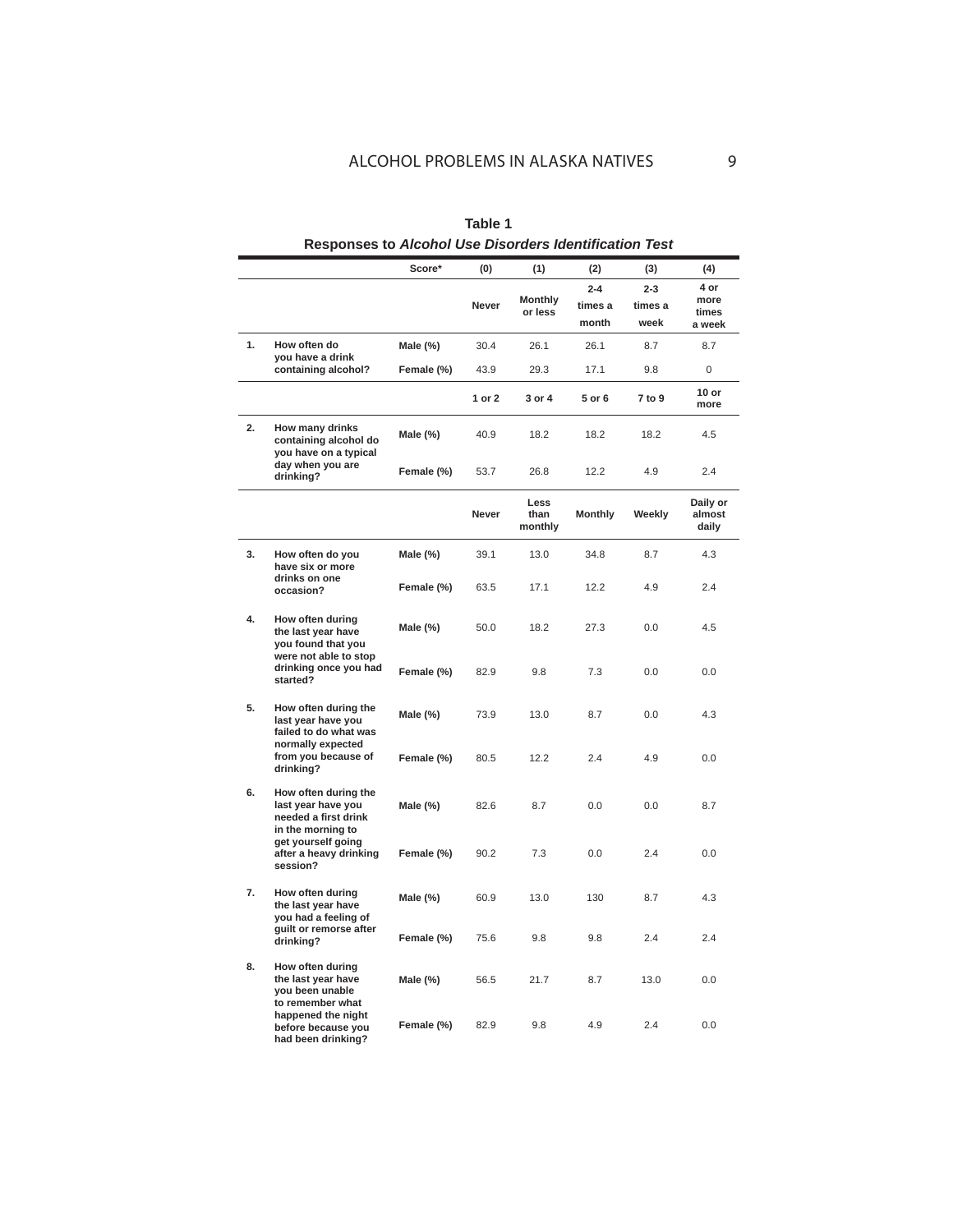**Table 1**

**Responses to *Alcohol Use Disorders Identification Test***

| | | Score* | (0) | (1) | (2) | (3) | (4) |
|---|---|---|---|---|---|---|---|
| | | | Never | Monthly or less | 2-4 times a month | 2-3 times a week | 4 or more times a week |
| 1. | How often do you have a drink containing alcohol? | Male (%) | 30.4 | 26.1 | 26.1 | 8.7 | 8.7 |
| | | Female (%) | 43.9 | 29.3 | 17.1 | 9.8 | 0 |
| | | | 1 or 2 | 3 or 4 | 5 or 6 | 7 to 9 | 10 or more |
| 2. | How many drinks containing alcohol do you have on a typical day when you are drinking? | Male (%) | 40.9 | 18.2 | 18.2 | 18.2 | 4.5 |
| | | Female (%) | 53.7 | 26.8 | 12.2 | 4.9 | 2.4 |
| | | | Never | Less than monthly | Monthly | Weekly | Daily or almost daily |
| 3. | How often do you have six or more drinks on one occasion? | Male (%) | 39.1 | 13.0 | 34.8 | 8.7 | 4.3 |
| | | Female (%) | 63.5 | 17.1 | 12.2 | 4.9 | 2.4 |
| 4. | How often during the last year have you found that you were not able to stop drinking once you had started? | Male (%) | 50.0 | 18.2 | 27.3 | 0.0 | 4.5 |
| | | Female (%) | 82.9 | 9.8 | 7.3 | 0.0 | 0.0 |
| 5. | How often during the last year have you failed to do what was normally expected from you because of drinking? | Male (%) | 73.9 | 13.0 | 8.7 | 0.0 | 4.3 |
| | | Female (%) | 80.5 | 12.2 | 2.4 | 4.9 | 0.0 |
| 6. | How often during the last year have you needed a first drink in the morning to get yourself going after a heavy drinking session? | Male (%) | 82.6 | 8.7 | 0.0 | 0.0 | 8.7 |
| | | Female (%) | 90.2 | 7.3 | 0.0 | 2.4 | 0.0 |
| 7. | How often during the last year have you had a feeling of guilt or remorse after drinking? | Male (%) | 60.9 | 13.0 | 130 | 8.7 | 4.3 |
| | | Female (%) | 75.6 | 9.8 | 9.8 | 2.4 | 2.4 |
| 8. | How often during the last year have you been unable to remember what happened the night before because you had been drinking? | Male (%) | 56.5 | 21.7 | 8.7 | 13.0 | 0.0 |
| | | Female (%) | 82.9 | 9.8 | 4.9 | 2.4 | 0.0 |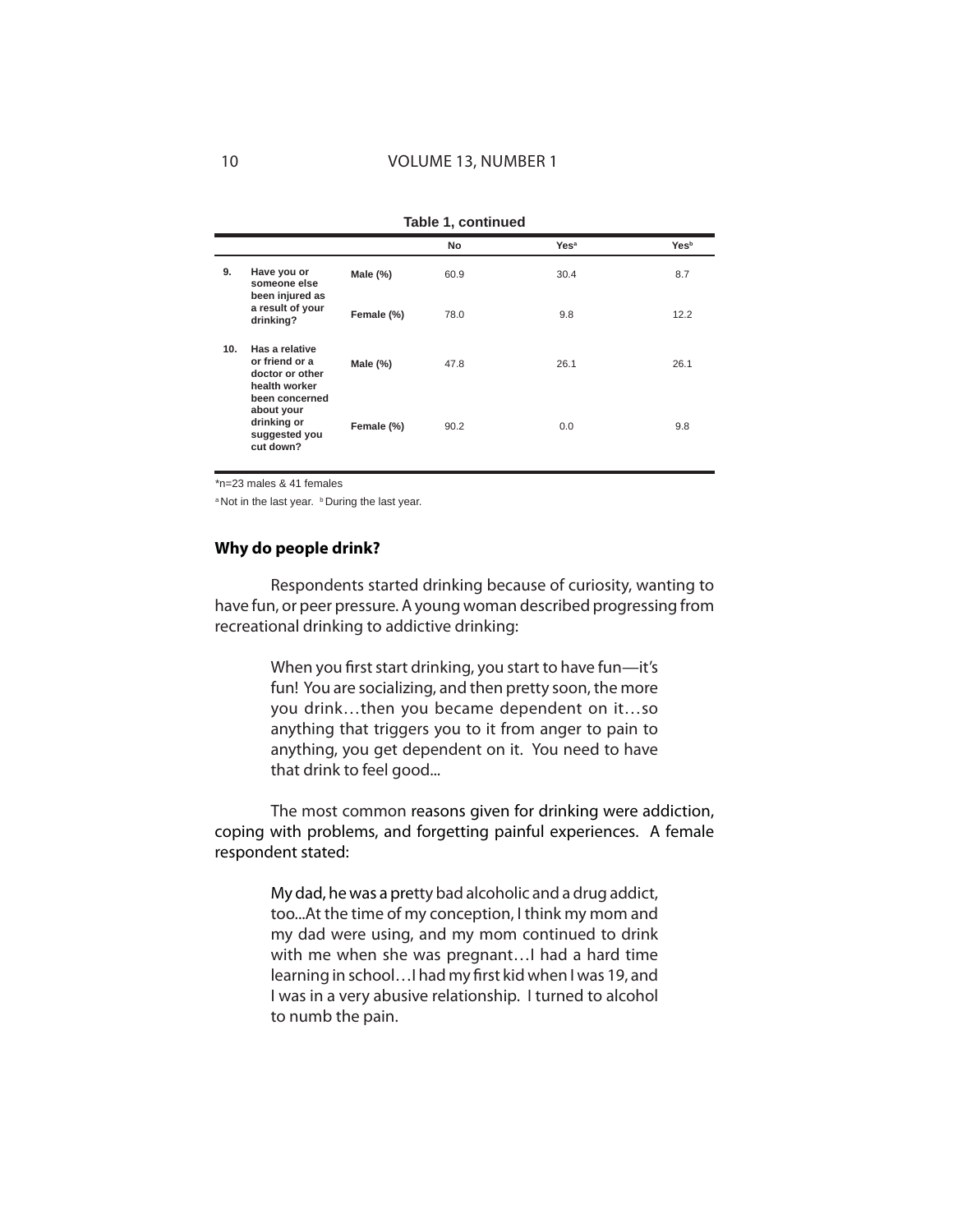**Table 1, continued**

| | | | No | Yes[a] | Yes[b] |
|---|---|---|---|---|---|
| 9. | Have you or someone else been injured as a result of your drinking? | Male (%) | 60.9 | 30.4 | 8.7 |
| | | Female (%) | 78.0 | 9.8 | 12.2 |
| 10. | Has a relative or friend or a doctor or other health worker been concerned about your drinking or suggested you cut down? | Male (%) | 47.8 | 26.1 | 26.1 |
| | | Female (%) | 90.2 | 0.0 | 9.8 |

*n=23 males & 41 females

[a] Not in the last year. [b] During the last year.

### Why do people drink?

Respondents started drinking because of curiosity, wanting to have fun, or peer pressure. A young woman described progressing from recreational drinking to addictive drinking:

> When you first start drinking, you start to have fun—it's fun! You are socializing, and then pretty soon, the more you drink…then you became dependent on it…so anything that triggers you to it from anger to pain to anything, you get dependent on it. You need to have that drink to feel good...

The most common reasons given for drinking were addiction, coping with problems, and forgetting painful experiences. A female respondent stated:

> My dad, he was a pretty bad alcoholic and a drug addict, too...At the time of my conception, I think my mom and my dad were using, and my mom continued to drink with me when she was pregnant…I had a hard time learning in school…I had my first kid when I was 19, and I was in a very abusive relationship. I turned to alcohol to numb the pain.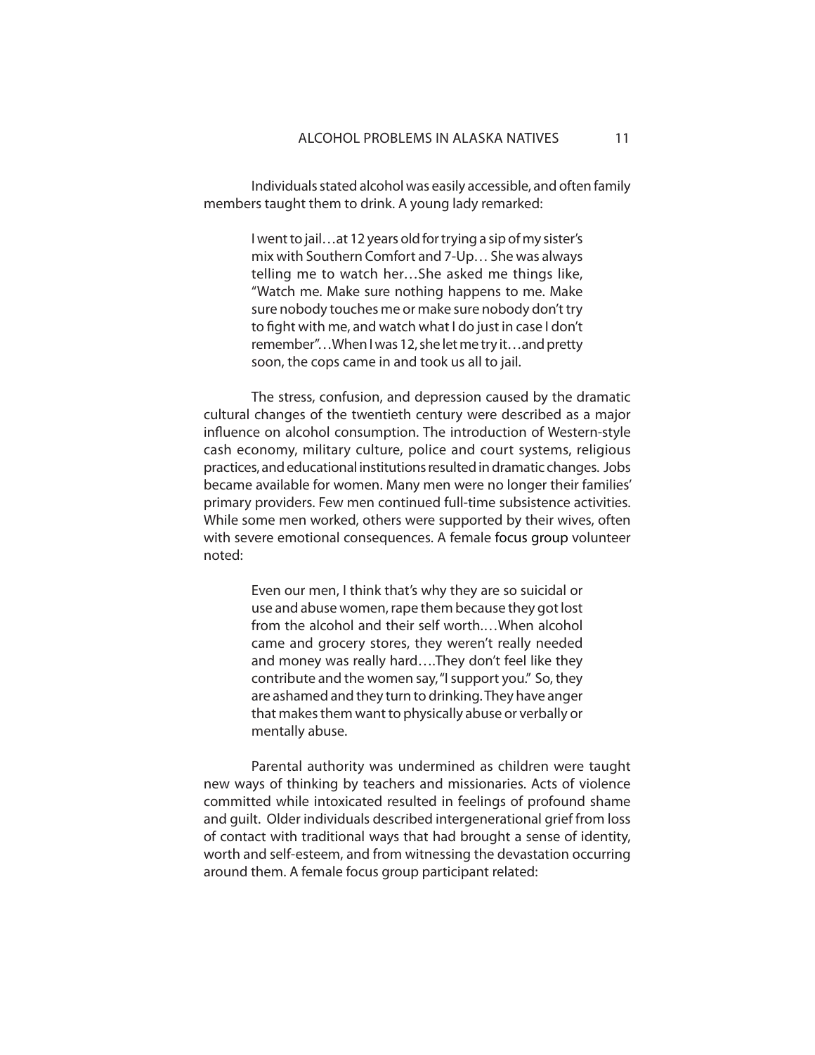Individuals stated alcohol was easily accessible, and often family members taught them to drink. A young lady remarked:

> I went to jail…at 12 years old for trying a sip of my sister's mix with Southern Comfort and 7-Up… She was always telling me to watch her…She asked me things like, "Watch me. Make sure nothing happens to me. Make sure nobody touches me or make sure nobody don't try to fight with me, and watch what I do just in case I don't remember"…When I was 12, she let me try it…and pretty soon, the cops came in and took us all to jail.

The stress, confusion, and depression caused by the dramatic cultural changes of the twentieth century were described as a major influence on alcohol consumption. The introduction of Western-style cash economy, military culture, police and court systems, religious practices, and educational institutions resulted in dramatic changes. Jobs became available for women. Many men were no longer their families' primary providers. Few men continued full-time subsistence activities. While some men worked, others were supported by their wives, often with severe emotional consequences. A female focus group volunteer noted:

> Even our men, I think that's why they are so suicidal or use and abuse women, rape them because they got lost from the alcohol and their self worth.…When alcohol came and grocery stores, they weren't really needed and money was really hard….They don't feel like they contribute and the women say, "I support you." So, they are ashamed and they turn to drinking. They have anger that makes them want to physically abuse or verbally or mentally abuse.

Parental authority was undermined as children were taught new ways of thinking by teachers and missionaries. Acts of violence committed while intoxicated resulted in feelings of profound shame and guilt. Older individuals described intergenerational grief from loss of contact with traditional ways that had brought a sense of identity, worth and self-esteem, and from witnessing the devastation occurring around them. A female focus group participant related: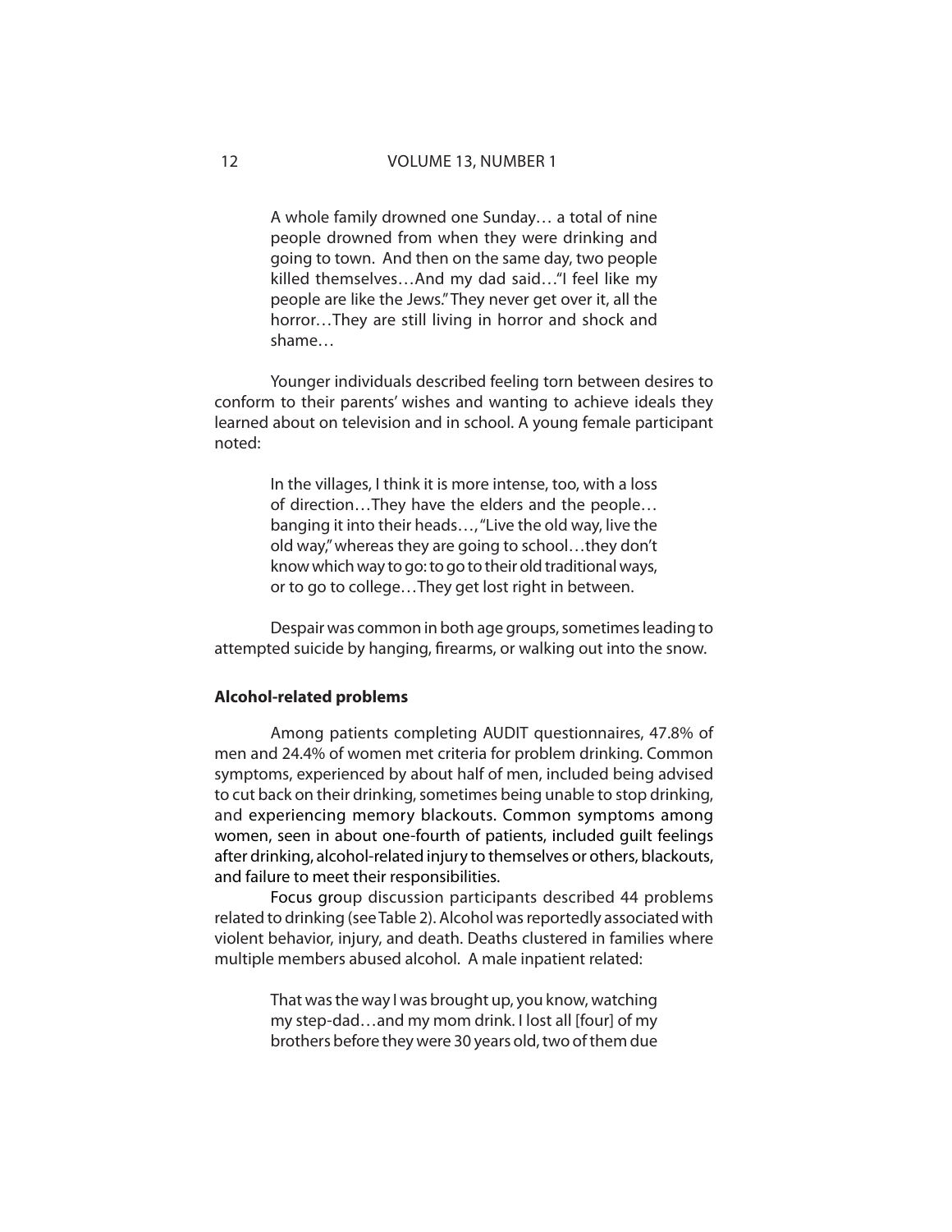> A whole family drowned one Sunday… a total of nine people drowned from when they were drinking and going to town. And then on the same day, two people killed themselves…And my dad said…"I feel like my people are like the Jews." They never get over it, all the horror…They are still living in horror and shock and shame…

Younger individuals described feeling torn between desires to conform to their parents' wishes and wanting to achieve ideals they learned about on television and in school. A young female participant noted:

> In the villages, I think it is more intense, too, with a loss of direction…They have the elders and the people… banging it into their heads…, "Live the old way, live the old way," whereas they are going to school…they don't know which way to go: to go to their old traditional ways, or to go to college…They get lost right in between.

Despair was common in both age groups, sometimes leading to attempted suicide by hanging, firearms, or walking out into the snow.

**Alcohol-related problems**

Among patients completing AUDIT questionnaires, 47.8% of men and 24.4% of women met criteria for problem drinking. Common symptoms, experienced by about half of men, included being advised to cut back on their drinking, sometimes being unable to stop drinking, and experiencing memory blackouts. Common symptoms among women, seen in about one-fourth of patients, included guilt feelings after drinking, alcohol-related injury to themselves or others, blackouts, and failure to meet their responsibilities.

Focus group discussion participants described 44 problems related to drinking (see Table 2). Alcohol was reportedly associated with violent behavior, injury, and death. Deaths clustered in families where multiple members abused alcohol. A male inpatient related:

> That was the way I was brought up, you know, watching my step-dad…and my mom drink. I lost all [four] of my brothers before they were 30 years old, two of them due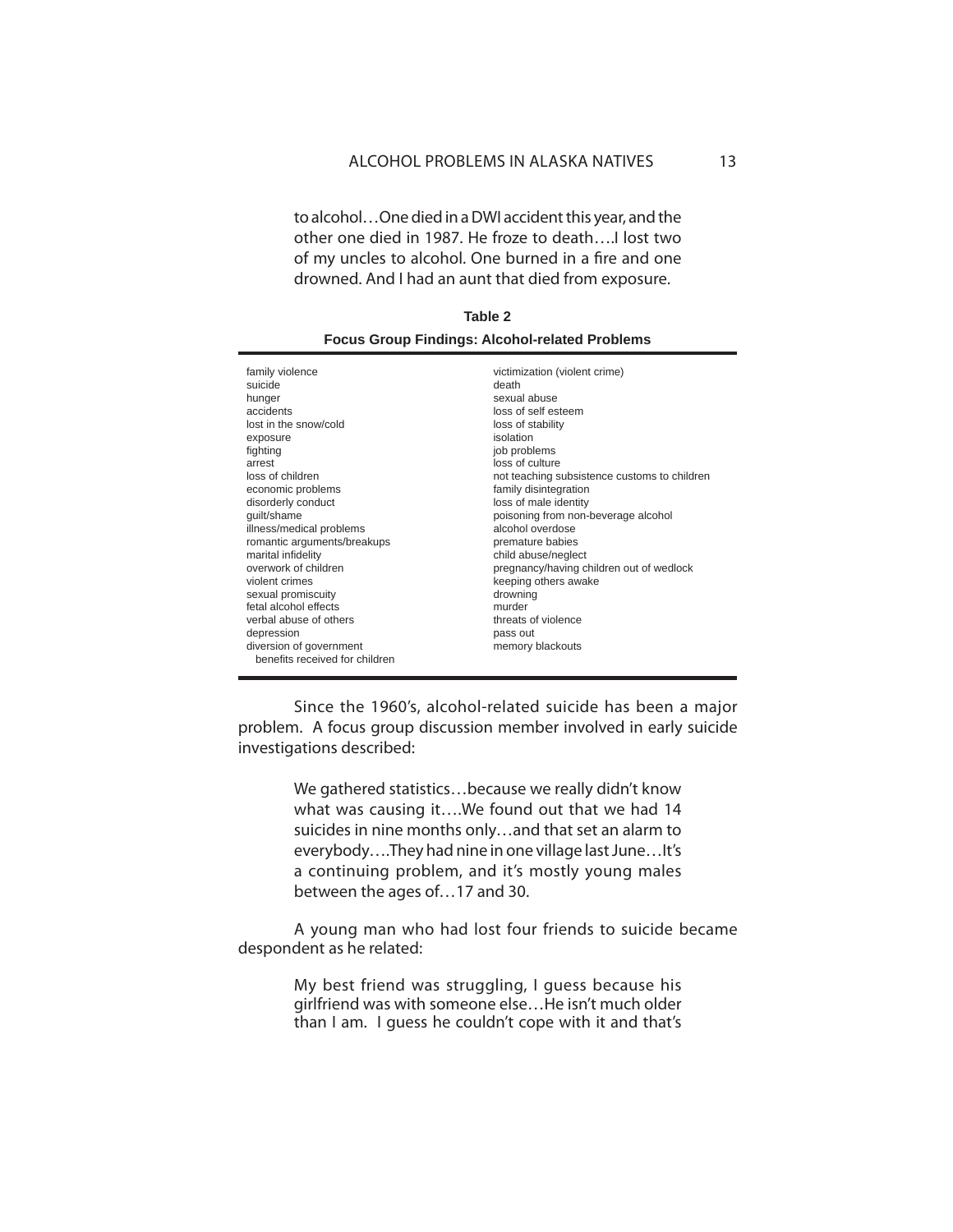> to alcohol…One died in a DWI accident this year, and the other one died in 1987. He froze to death….I lost two of my uncles to alcohol. One burned in a fire and one drowned. And I had an aunt that died from exposure.

**Table 2**

**Focus Group Findings: Alcohol-related Problems**

| | |
|---|---|
| family violence | victimization (violent crime) |
| suicide | death |
| hunger | sexual abuse |
| accidents | loss of self esteem |
| lost in the snow/cold | loss of stability |
| exposure | isolation |
| fighting | job problems |
| arrest | loss of culture |
| loss of children | not teaching subsistence customs to children |
| economic problems | family disintegration |
| disorderly conduct | loss of male identity |
| guilt/shame | poisoning from non-beverage alcohol |
| illness/medical problems | alcohol overdose |
| romantic arguments/breakups | premature babies |
| marital infidelity | child abuse/neglect |
| overwork of children | pregnancy/having children out of wedlock |
| violent crimes | keeping others awake |
| sexual promiscuity | drowning |
| fetal alcohol effects | murder |
| verbal abuse of others | threats of violence |
| depression | pass out |
| diversion of government benefits received for children | memory blackouts |

Since the 1960's, alcohol-related suicide has been a major problem. A focus group discussion member involved in early suicide investigations described:

> We gathered statistics…because we really didn't know what was causing it….We found out that we had 14 suicides in nine months only…and that set an alarm to everybody….They had nine in one village last June…It's a continuing problem, and it's mostly young males between the ages of…17 and 30.

A young man who had lost four friends to suicide became despondent as he related:

> My best friend was struggling, I guess because his girlfriend was with someone else…He isn't much older than I am. I guess he couldn't cope with it and that's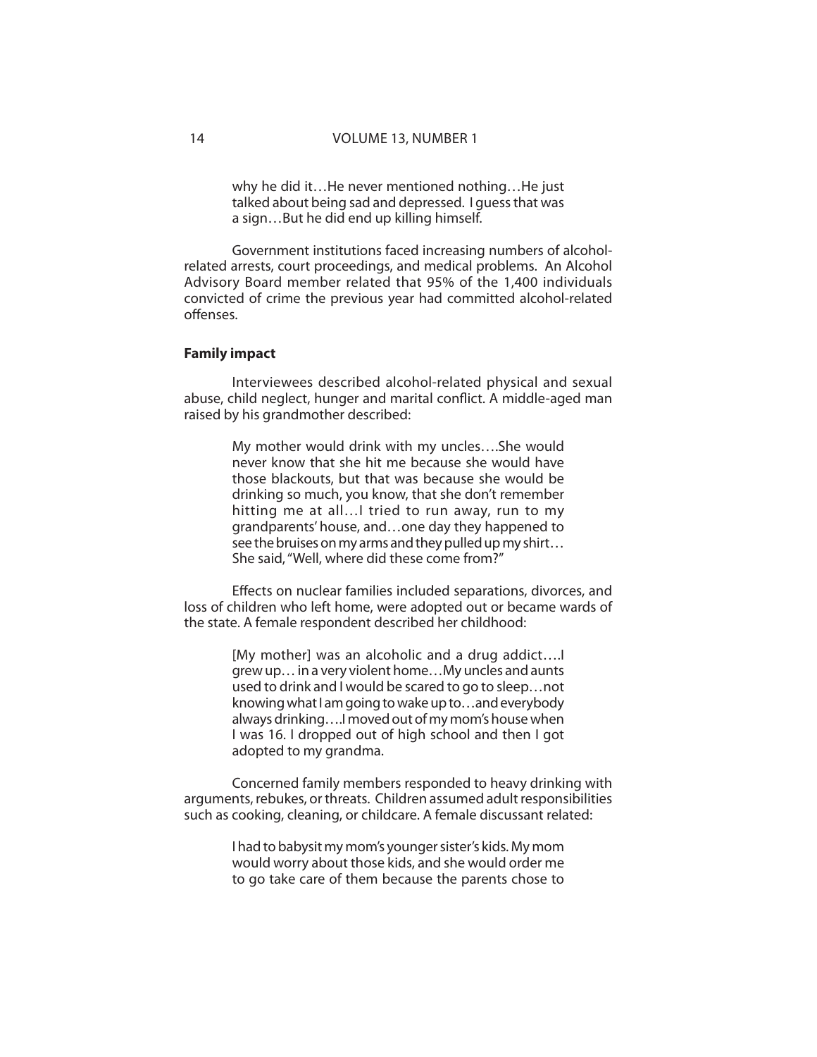> why he did it…He never mentioned nothing…He just talked about being sad and depressed. I guess that was a sign…But he did end up killing himself.

Government institutions faced increasing numbers of alcohol-related arrests, court proceedings, and medical problems. An Alcohol Advisory Board member related that 95% of the 1,400 individuals convicted of crime the previous year had committed alcohol-related offenses.

**Family impact**

Interviewees described alcohol-related physical and sexual abuse, child neglect, hunger and marital conflict. A middle-aged man raised by his grandmother described:

> My mother would drink with my uncles….She would never know that she hit me because she would have those blackouts, but that was because she would be drinking so much, you know, that she don't remember hitting me at all…I tried to run away, run to my grandparents' house, and…one day they happened to see the bruises on my arms and they pulled up my shirt… She said, "Well, where did these come from?"

Effects on nuclear families included separations, divorces, and loss of children who left home, were adopted out or became wards of the state. A female respondent described her childhood:

> [My mother] was an alcoholic and a drug addict….I grew up… in a very violent home…My uncles and aunts used to drink and I would be scared to go to sleep…not knowing what I am going to wake up to…and everybody always drinking….I moved out of my mom's house when I was 16. I dropped out of high school and then I got adopted to my grandma.

Concerned family members responded to heavy drinking with arguments, rebukes, or threats. Children assumed adult responsibilities such as cooking, cleaning, or childcare. A female discussant related:

> I had to babysit my mom's younger sister's kids. My mom would worry about those kids, and she would order me to go take care of them because the parents chose to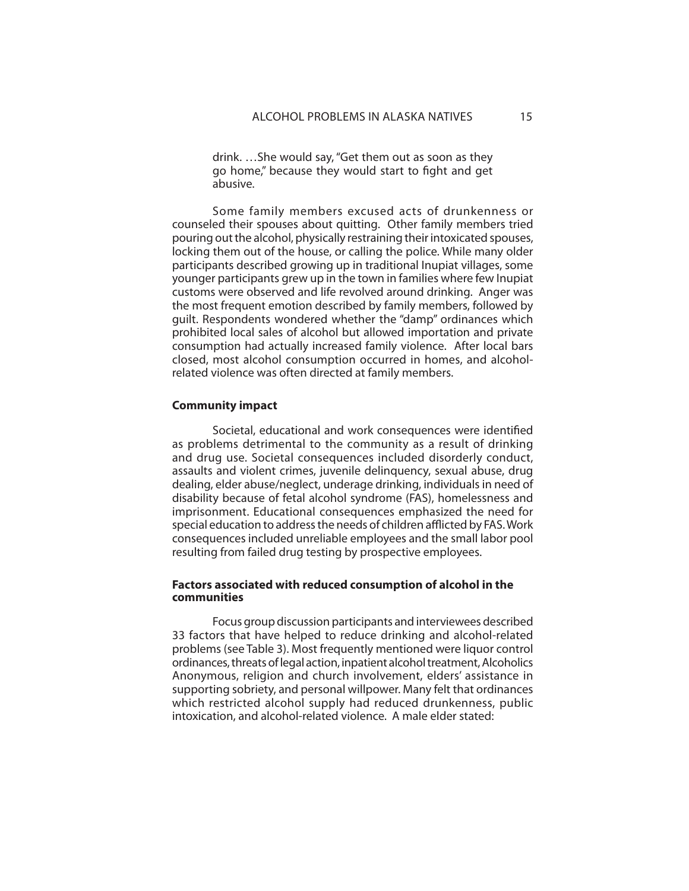> drink. …She would say, "Get them out as soon as they go home," because they would start to fight and get abusive.

Some family members excused acts of drunkenness or counseled their spouses about quitting. Other family members tried pouring out the alcohol, physically restraining their intoxicated spouses, locking them out of the house, or calling the police. While many older participants described growing up in traditional Inupiat villages, some younger participants grew up in the town in families where few Inupiat customs were observed and life revolved around drinking. Anger was the most frequent emotion described by family members, followed by guilt. Respondents wondered whether the "damp" ordinances which prohibited local sales of alcohol but allowed importation and private consumption had actually increased family violence. After local bars closed, most alcohol consumption occurred in homes, and alcohol-related violence was often directed at family members.

**Community impact**

Societal, educational and work consequences were identified as problems detrimental to the community as a result of drinking and drug use. Societal consequences included disorderly conduct, assaults and violent crimes, juvenile delinquency, sexual abuse, drug dealing, elder abuse/neglect, underage drinking, individuals in need of disability because of fetal alcohol syndrome (FAS), homelessness and imprisonment. Educational consequences emphasized the need for special education to address the needs of children afflicted by FAS. Work consequences included unreliable employees and the small labor pool resulting from failed drug testing by prospective employees.

**Factors associated with reduced consumption of alcohol in the communities**

Focus group discussion participants and interviewees described 33 factors that have helped to reduce drinking and alcohol-related problems (see Table 3). Most frequently mentioned were liquor control ordinances, threats of legal action, inpatient alcohol treatment, Alcoholics Anonymous, religion and church involvement, elders' assistance in supporting sobriety, and personal willpower. Many felt that ordinances which restricted alcohol supply had reduced drunkenness, public intoxication, and alcohol-related violence. A male elder stated: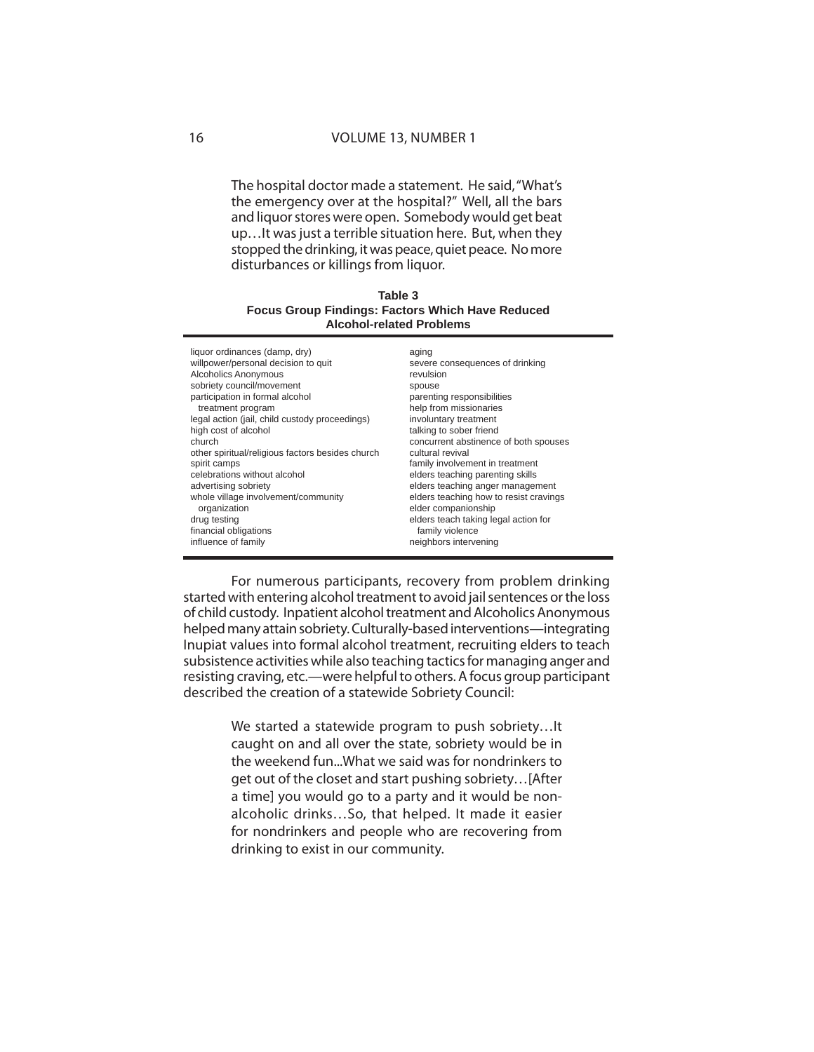> The hospital doctor made a statement. He said, "What's the emergency over at the hospital?" Well, all the bars and liquor stores were open. Somebody would get beat up…It was just a terrible situation here. But, when they stopped the drinking, it was peace, quiet peace. No more disturbances or killings from liquor.

**Table 3**
**Focus Group Findings: Factors Which Have Reduced Alcohol-related Problems**

| | |
|---|---|
| liquor ordinances (damp, dry) | aging |
| willpower/personal decision to quit | severe consequences of drinking |
| Alcoholics Anonymous | revulsion |
| sobriety council/movement | spouse |
| participation in formal alcohol treatment program | parenting responsibilities |
| | help from missionaries |
| legal action (jail, child custody proceedings) | involuntary treatment |
| high cost of alcohol | talking to sober friend |
| church | concurrent abstinence of both spouses |
| other spiritual/religious factors besides church | cultural revival |
| spirit camps | family involvement in treatment |
| celebrations without alcohol | elders teaching parenting skills |
| advertising sobriety | elders teaching anger management |
| whole village involvement/community organization | elders teaching how to resist cravings |
| | elder companionship |
| drug testing | elders teach taking legal action for family violence |
| financial obligations | |
| influence of family | neighbors intervening |

For numerous participants, recovery from problem drinking started with entering alcohol treatment to avoid jail sentences or the loss of child custody. Inpatient alcohol treatment and Alcoholics Anonymous helped many attain sobriety. Culturally-based interventions—integrating Inupiat values into formal alcohol treatment, recruiting elders to teach subsistence activities while also teaching tactics for managing anger and resisting craving, etc.—were helpful to others. A focus group participant described the creation of a statewide Sobriety Council:

> We started a statewide program to push sobriety…It caught on and all over the state, sobriety would be in the weekend fun...What we said was for nondrinkers to get out of the closet and start pushing sobriety…[After a time] you would go to a party and it would be non-alcoholic drinks…So, that helped. It made it easier for nondrinkers and people who are recovering from drinking to exist in our community.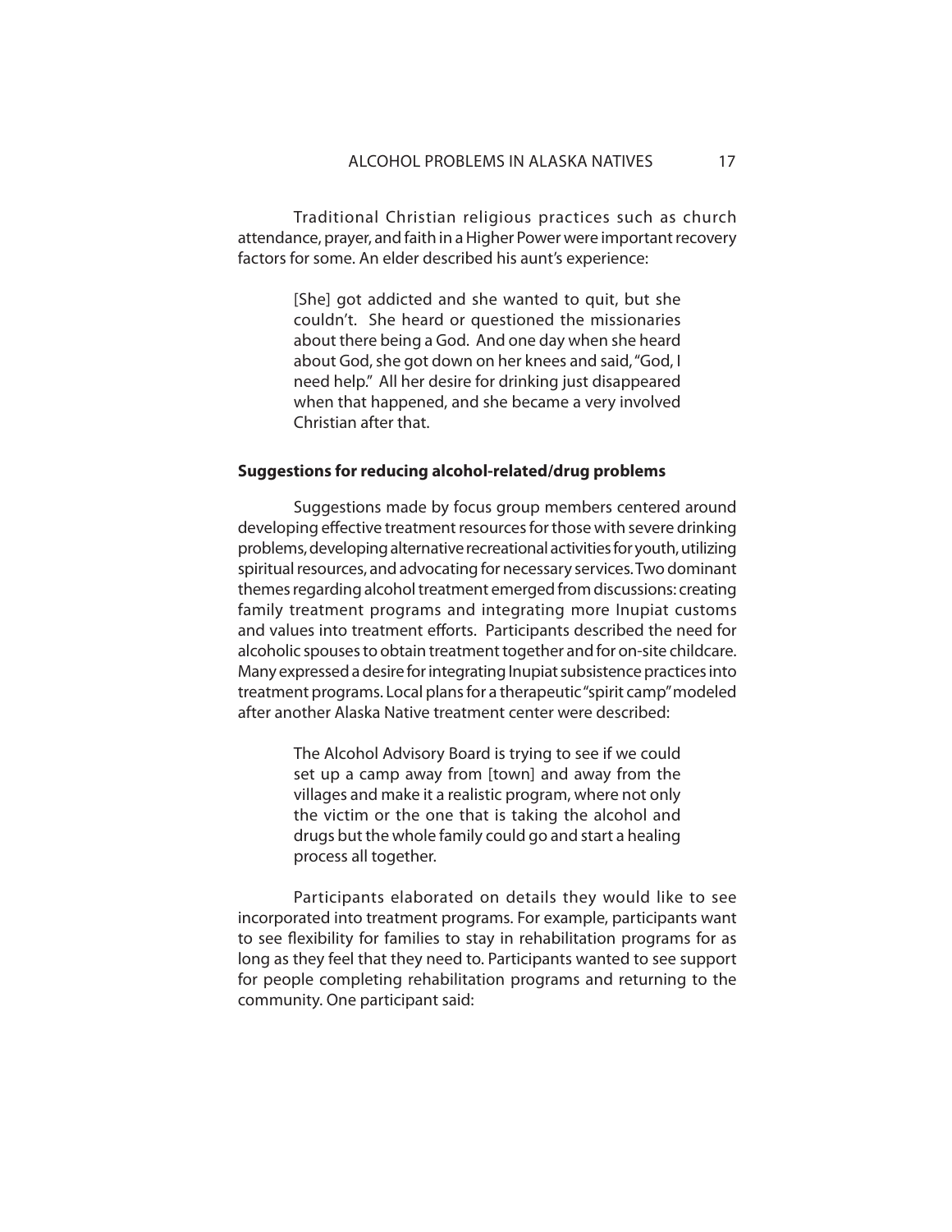Traditional Christian religious practices such as church attendance, prayer, and faith in a Higher Power were important recovery factors for some. An elder described his aunt's experience:

> [She] got addicted and she wanted to quit, but she couldn't. She heard or questioned the missionaries about there being a God. And one day when she heard about God, she got down on her knees and said, "God, I need help." All her desire for drinking just disappeared when that happened, and she became a very involved Christian after that.

**Suggestions for reducing alcohol-related/drug problems**

Suggestions made by focus group members centered around developing effective treatment resources for those with severe drinking problems, developing alternative recreational activities for youth, utilizing spiritual resources, and advocating for necessary services. Two dominant themes regarding alcohol treatment emerged from discussions: creating family treatment programs and integrating more Inupiat customs and values into treatment efforts. Participants described the need for alcoholic spouses to obtain treatment together and for on-site childcare. Many expressed a desire for integrating Inupiat subsistence practices into treatment programs. Local plans for a therapeutic "spirit camp" modeled after another Alaska Native treatment center were described:

> The Alcohol Advisory Board is trying to see if we could set up a camp away from [town] and away from the villages and make it a realistic program, where not only the victim or the one that is taking the alcohol and drugs but the whole family could go and start a healing process all together.

Participants elaborated on details they would like to see incorporated into treatment programs. For example, participants want to see flexibility for families to stay in rehabilitation programs for as long as they feel that they need to. Participants wanted to see support for people completing rehabilitation programs and returning to the community. One participant said: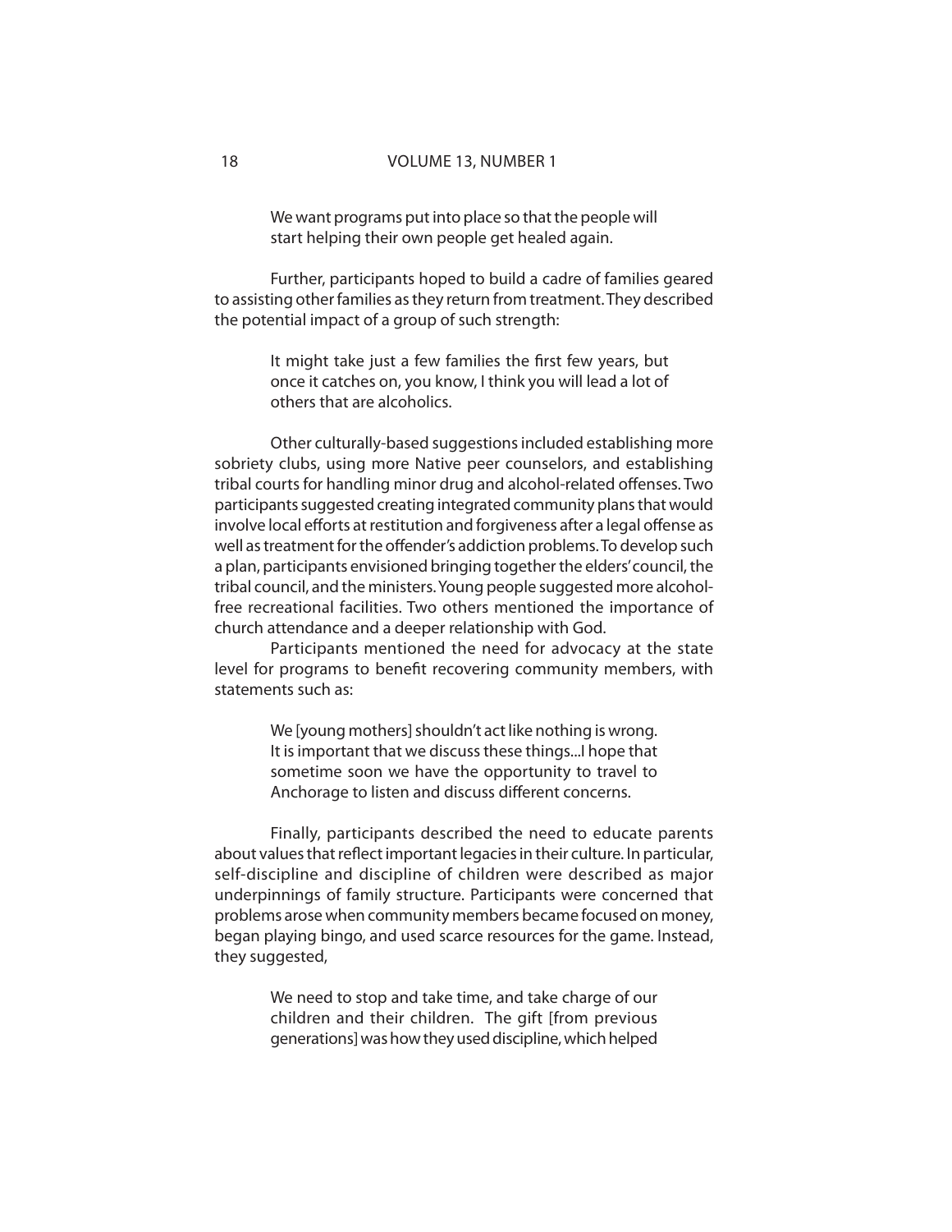> We want programs put into place so that the people will start helping their own people get healed again.

Further, participants hoped to build a cadre of families geared to assisting other families as they return from treatment. They described the potential impact of a group of such strength:

> It might take just a few families the first few years, but once it catches on, you know, I think you will lead a lot of others that are alcoholics.

Other culturally-based suggestions included establishing more sobriety clubs, using more Native peer counselors, and establishing tribal courts for handling minor drug and alcohol-related offenses. Two participants suggested creating integrated community plans that would involve local efforts at restitution and forgiveness after a legal offense as well as treatment for the offender's addiction problems. To develop such a plan, participants envisioned bringing together the elders' council, the tribal council, and the ministers. Young people suggested more alcohol-free recreational facilities. Two others mentioned the importance of church attendance and a deeper relationship with God.

Participants mentioned the need for advocacy at the state level for programs to benefit recovering community members, with statements such as:

> We [young mothers] shouldn't act like nothing is wrong. It is important that we discuss these things...I hope that sometime soon we have the opportunity to travel to Anchorage to listen and discuss different concerns.

Finally, participants described the need to educate parents about values that reflect important legacies in their culture. In particular, self-discipline and discipline of children were described as major underpinnings of family structure. Participants were concerned that problems arose when community members became focused on money, began playing bingo, and used scarce resources for the game. Instead, they suggested,

> We need to stop and take time, and take charge of our children and their children. The gift [from previous generations] was how they used discipline, which helped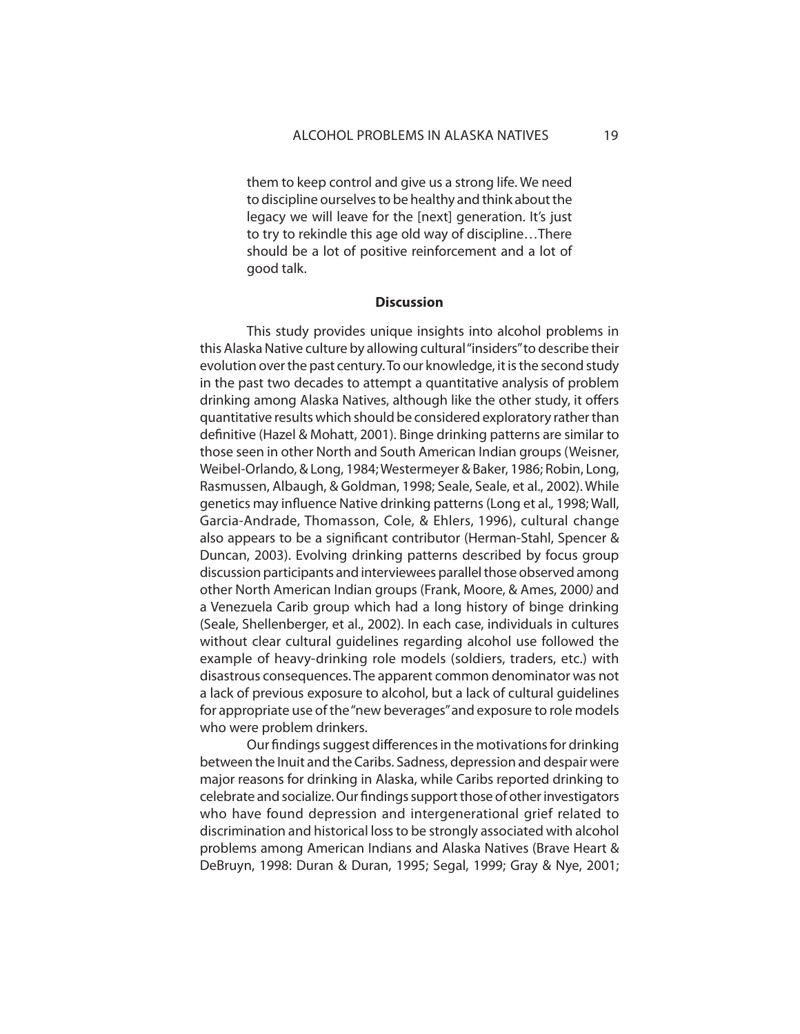> them to keep control and give us a strong life. We need to discipline ourselves to be healthy and think about the legacy we will leave for the [next] generation. It's just to try to rekindle this age old way of discipline…There should be a lot of positive reinforcement and a lot of good talk.

## Discussion

This study provides unique insights into alcohol problems in this Alaska Native culture by allowing cultural "insiders" to describe their evolution over the past century. To our knowledge, it is the second study in the past two decades to attempt a quantitative analysis of problem drinking among Alaska Natives, although like the other study, it offers quantitative results which should be considered exploratory rather than definitive (Hazel & Mohatt, 2001). Binge drinking patterns are similar to those seen in other North and South American Indian groups (Weisner, Weibel-Orlando, & Long, 1984; Westermeyer & Baker, 1986; Robin, Long, Rasmussen, Albaugh, & Goldman, 1998; Seale, Seale, et al., 2002). While genetics may influence Native drinking patterns (Long et al., 1998; Wall, Garcia-Andrade, Thomasson, Cole, & Ehlers, 1996), cultural change also appears to be a significant contributor (Herman-Stahl, Spencer & Duncan, 2003). Evolving drinking patterns described by focus group discussion participants and interviewees parallel those observed among other North American Indian groups (Frank, Moore, & Ames, 2000) and a Venezuela Carib group which had a long history of binge drinking (Seale, Shellenberger, et al., 2002). In each case, individuals in cultures without clear cultural guidelines regarding alcohol use followed the example of heavy-drinking role models (soldiers, traders, etc.) with disastrous consequences. The apparent common denominator was not a lack of previous exposure to alcohol, but a lack of cultural guidelines for appropriate use of the "new beverages" and exposure to role models who were problem drinkers.

Our findings suggest differences in the motivations for drinking between the Inuit and the Caribs. Sadness, depression and despair were major reasons for drinking in Alaska, while Caribs reported drinking to celebrate and socialize. Our findings support those of other investigators who have found depression and intergenerational grief related to discrimination and historical loss to be strongly associated with alcohol problems among American Indians and Alaska Natives (Brave Heart & DeBruyn, 1998: Duran & Duran, 1995; Segal, 1999; Gray & Nye, 2001;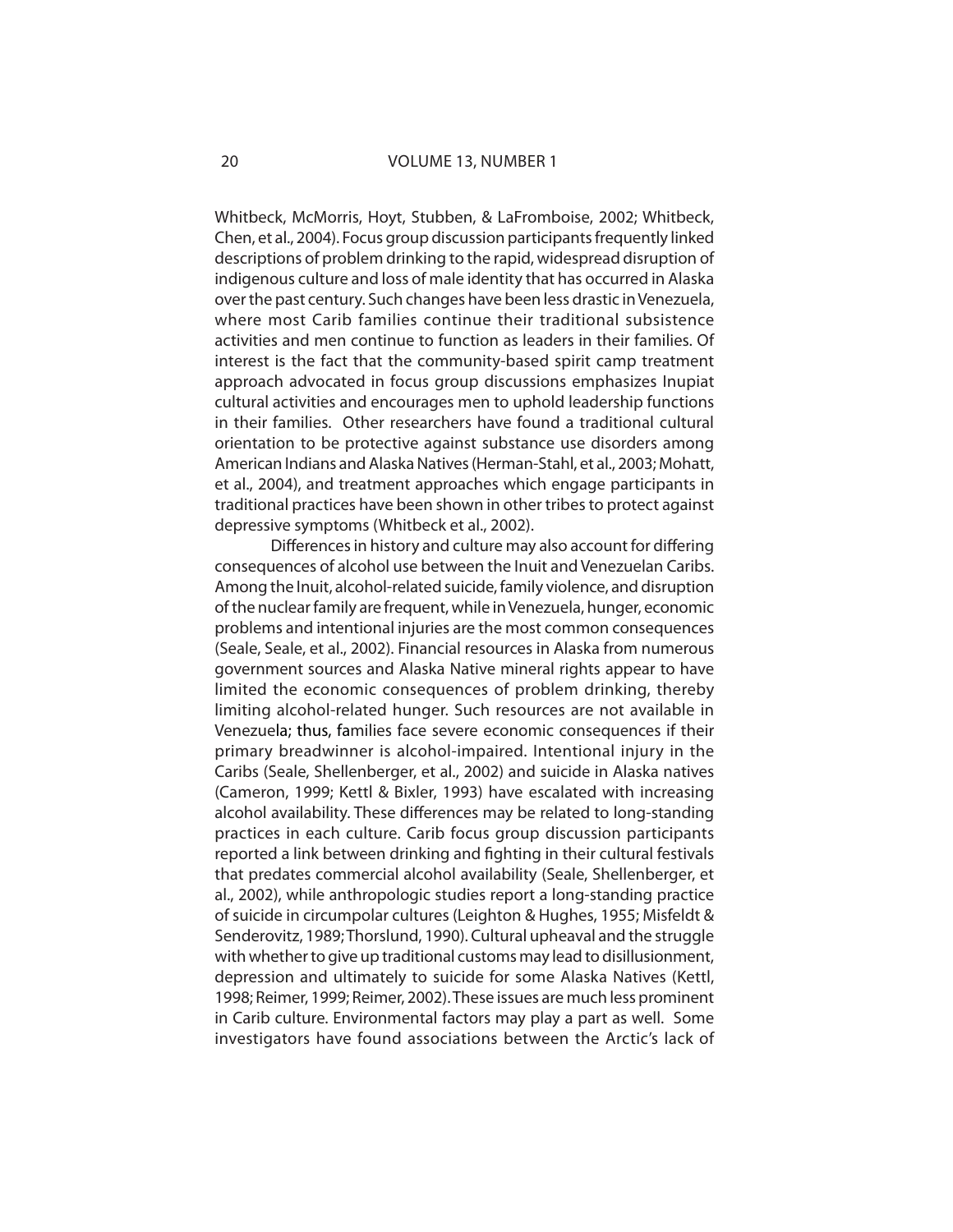Whitbeck, McMorris, Hoyt, Stubben, & LaFromboise, 2002; Whitbeck, Chen, et al., 2004). Focus group discussion participants frequently linked descriptions of problem drinking to the rapid, widespread disruption of indigenous culture and loss of male identity that has occurred in Alaska over the past century. Such changes have been less drastic in Venezuela, where most Carib families continue their traditional subsistence activities and men continue to function as leaders in their families. Of interest is the fact that the community-based spirit camp treatment approach advocated in focus group discussions emphasizes Inupiat cultural activities and encourages men to uphold leadership functions in their families. Other researchers have found a traditional cultural orientation to be protective against substance use disorders among American Indians and Alaska Natives (Herman-Stahl, et al., 2003; Mohatt, et al., 2004), and treatment approaches which engage participants in traditional practices have been shown in other tribes to protect against depressive symptoms (Whitbeck et al., 2002).

Differences in history and culture may also account for differing consequences of alcohol use between the Inuit and Venezuelan Caribs. Among the Inuit, alcohol-related suicide, family violence, and disruption of the nuclear family are frequent, while in Venezuela, hunger, economic problems and intentional injuries are the most common consequences (Seale, Seale, et al., 2002). Financial resources in Alaska from numerous government sources and Alaska Native mineral rights appear to have limited the economic consequences of problem drinking, thereby limiting alcohol-related hunger. Such resources are not available in Venezuela; thus, families face severe economic consequences if their primary breadwinner is alcohol-impaired. Intentional injury in the Caribs (Seale, Shellenberger, et al., 2002) and suicide in Alaska natives (Cameron, 1999; Kettl & Bixler, 1993) have escalated with increasing alcohol availability. These differences may be related to long-standing practices in each culture. Carib focus group discussion participants reported a link between drinking and fighting in their cultural festivals that predates commercial alcohol availability (Seale, Shellenberger, et al., 2002), while anthropologic studies report a long-standing practice of suicide in circumpolar cultures (Leighton & Hughes, 1955; Misfeldt & Senderovitz, 1989; Thorslund, 1990). Cultural upheaval and the struggle with whether to give up traditional customs may lead to disillusionment, depression and ultimately to suicide for some Alaska Natives (Kettl, 1998; Reimer, 1999; Reimer, 2002). These issues are much less prominent in Carib culture. Environmental factors may play a part as well. Some investigators have found associations between the Arctic's lack of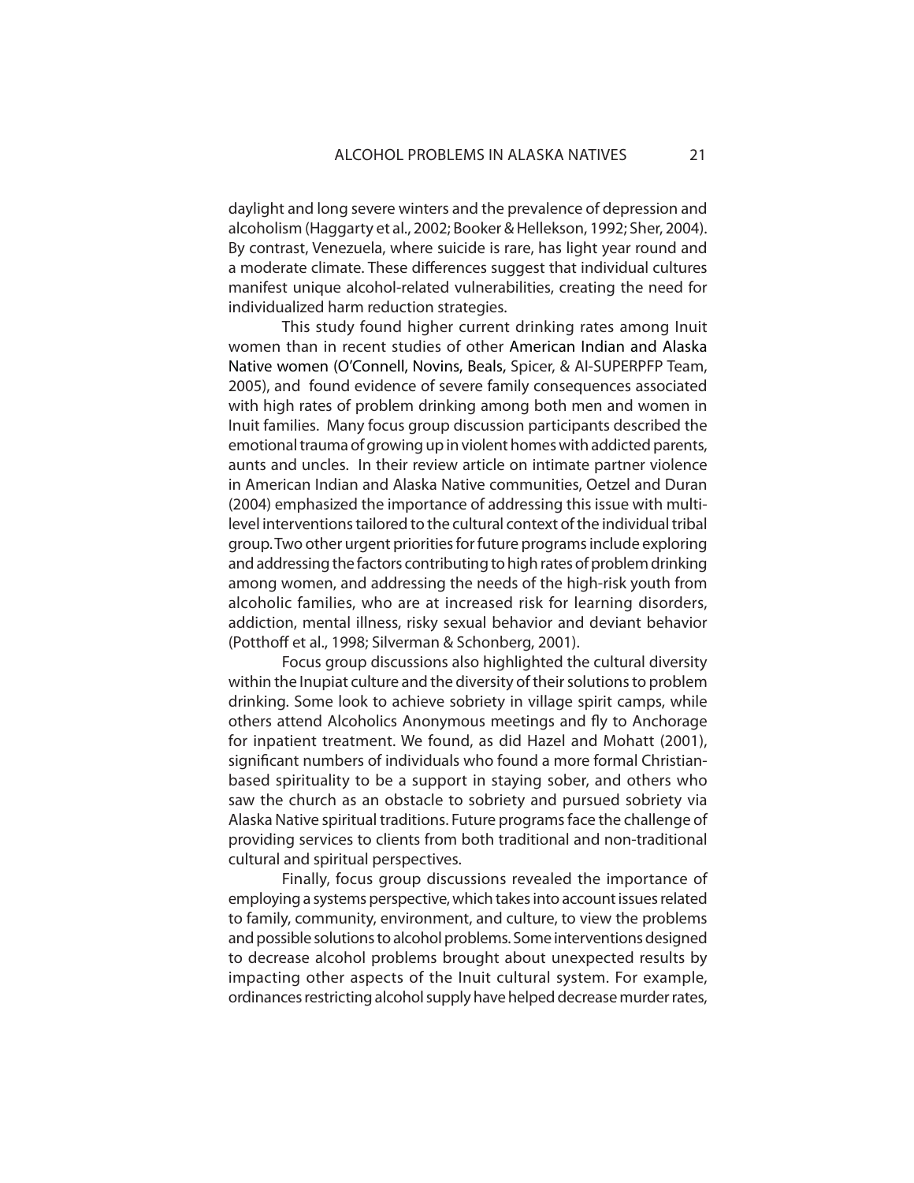daylight and long severe winters and the prevalence of depression and alcoholism (Haggarty et al., 2002; Booker & Hellekson, 1992; Sher, 2004). By contrast, Venezuela, where suicide is rare, has light year round and a moderate climate. These differences suggest that individual cultures manifest unique alcohol-related vulnerabilities, creating the need for individualized harm reduction strategies.

This study found higher current drinking rates among Inuit women than in recent studies of other American Indian and Alaska Native women (O'Connell, Novins, Beals, Spicer, & AI-SUPERPFP Team, 2005), and found evidence of severe family consequences associated with high rates of problem drinking among both men and women in Inuit families. Many focus group discussion participants described the emotional trauma of growing up in violent homes with addicted parents, aunts and uncles. In their review article on intimate partner violence in American Indian and Alaska Native communities, Oetzel and Duran (2004) emphasized the importance of addressing this issue with multi-level interventions tailored to the cultural context of the individual tribal group. Two other urgent priorities for future programs include exploring and addressing the factors contributing to high rates of problem drinking among women, and addressing the needs of the high-risk youth from alcoholic families, who are at increased risk for learning disorders, addiction, mental illness, risky sexual behavior and deviant behavior (Potthoff et al., 1998; Silverman & Schonberg, 2001).

Focus group discussions also highlighted the cultural diversity within the Inupiat culture and the diversity of their solutions to problem drinking. Some look to achieve sobriety in village spirit camps, while others attend Alcoholics Anonymous meetings and fly to Anchorage for inpatient treatment. We found, as did Hazel and Mohatt (2001), significant numbers of individuals who found a more formal Christian-based spirituality to be a support in staying sober, and others who saw the church as an obstacle to sobriety and pursued sobriety via Alaska Native spiritual traditions. Future programs face the challenge of providing services to clients from both traditional and non-traditional cultural and spiritual perspectives.

Finally, focus group discussions revealed the importance of employing a systems perspective, which takes into account issues related to family, community, environment, and culture, to view the problems and possible solutions to alcohol problems. Some interventions designed to decrease alcohol problems brought about unexpected results by impacting other aspects of the Inuit cultural system. For example, ordinances restricting alcohol supply have helped decrease murder rates,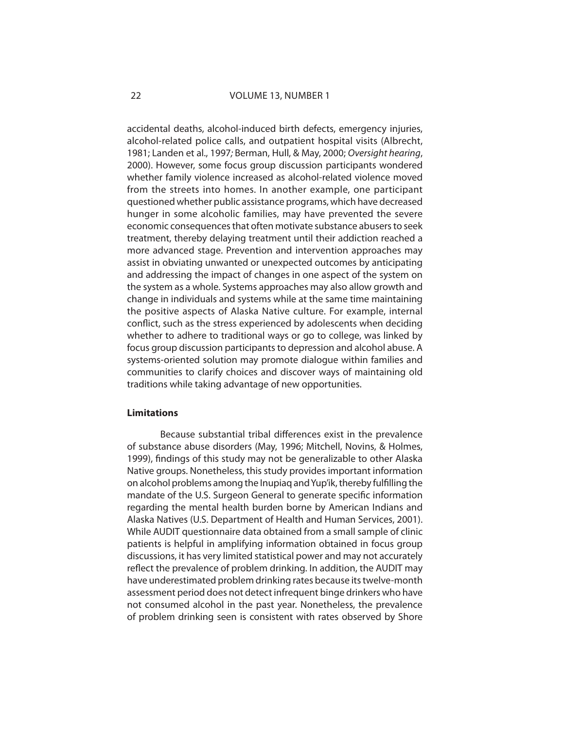accidental deaths, alcohol-induced birth defects, emergency injuries, alcohol-related police calls, and outpatient hospital visits (Albrecht, 1981; Landen et al., 1997; Berman, Hull, & May, 2000; *Oversight hearing*, 2000). However, some focus group discussion participants wondered whether family violence increased as alcohol-related violence moved from the streets into homes. In another example, one participant questioned whether public assistance programs, which have decreased hunger in some alcoholic families, may have prevented the severe economic consequences that often motivate substance abusers to seek treatment, thereby delaying treatment until their addiction reached a more advanced stage. Prevention and intervention approaches may assist in obviating unwanted or unexpected outcomes by anticipating and addressing the impact of changes in one aspect of the system on the system as a whole. Systems approaches may also allow growth and change in individuals and systems while at the same time maintaining the positive aspects of Alaska Native culture. For example, internal conflict, such as the stress experienced by adolescents when deciding whether to adhere to traditional ways or go to college, was linked by focus group discussion participants to depression and alcohol abuse. A systems-oriented solution may promote dialogue within families and communities to clarify choices and discover ways of maintaining old traditions while taking advantage of new opportunities.

**Limitations**

Because substantial tribal differences exist in the prevalence of substance abuse disorders (May, 1996; Mitchell, Novins, & Holmes, 1999), findings of this study may not be generalizable to other Alaska Native groups. Nonetheless, this study provides important information on alcohol problems among the Inupiaq and Yup'ik, thereby fulfilling the mandate of the U.S. Surgeon General to generate specific information regarding the mental health burden borne by American Indians and Alaska Natives (U.S. Department of Health and Human Services, 2001). While AUDIT questionnaire data obtained from a small sample of clinic patients is helpful in amplifying information obtained in focus group discussions, it has very limited statistical power and may not accurately reflect the prevalence of problem drinking. In addition, the AUDIT may have underestimated problem drinking rates because its twelve-month assessment period does not detect infrequent binge drinkers who have not consumed alcohol in the past year. Nonetheless, the prevalence of problem drinking seen is consistent with rates observed by Shore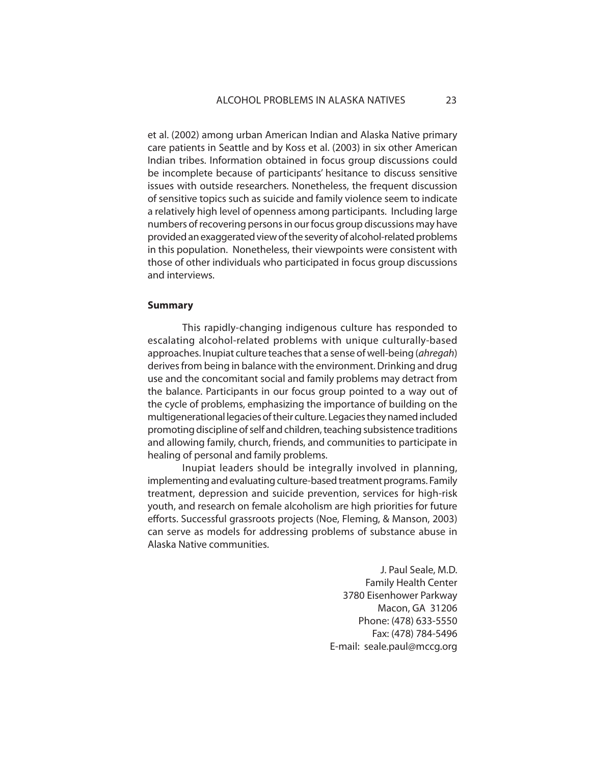et al. (2002) among urban American Indian and Alaska Native primary care patients in Seattle and by Koss et al. (2003) in six other American Indian tribes. Information obtained in focus group discussions could be incomplete because of participants' hesitance to discuss sensitive issues with outside researchers. Nonetheless, the frequent discussion of sensitive topics such as suicide and family violence seem to indicate a relatively high level of openness among participants. Including large numbers of recovering persons in our focus group discussions may have provided an exaggerated view of the severity of alcohol-related problems in this population. Nonetheless, their viewpoints were consistent with those of other individuals who participated in focus group discussions and interviews.

### Summary

This rapidly-changing indigenous culture has responded to escalating alcohol-related problems with unique culturally-based approaches. Inupiat culture teaches that a sense of well-being (*ahregah*) derives from being in balance with the environment. Drinking and drug use and the concomitant social and family problems may detract from the balance. Participants in our focus group pointed to a way out of the cycle of problems, emphasizing the importance of building on the multigenerational legacies of their culture. Legacies they named included promoting discipline of self and children, teaching subsistence traditions and allowing family, church, friends, and communities to participate in healing of personal and family problems.

Inupiat leaders should be integrally involved in planning, implementing and evaluating culture-based treatment programs. Family treatment, depression and suicide prevention, services for high-risk youth, and research on female alcoholism are high priorities for future efforts. Successful grassroots projects (Noe, Fleming, & Manson, 2003) can serve as models for addressing problems of substance abuse in Alaska Native communities.

J. Paul Seale, M.D.
Family Health Center
3780 Eisenhower Parkway
Macon, GA 31206
Phone: (478) 633-5550
Fax: (478) 784-5496
E-mail: seale.paul@mccg.org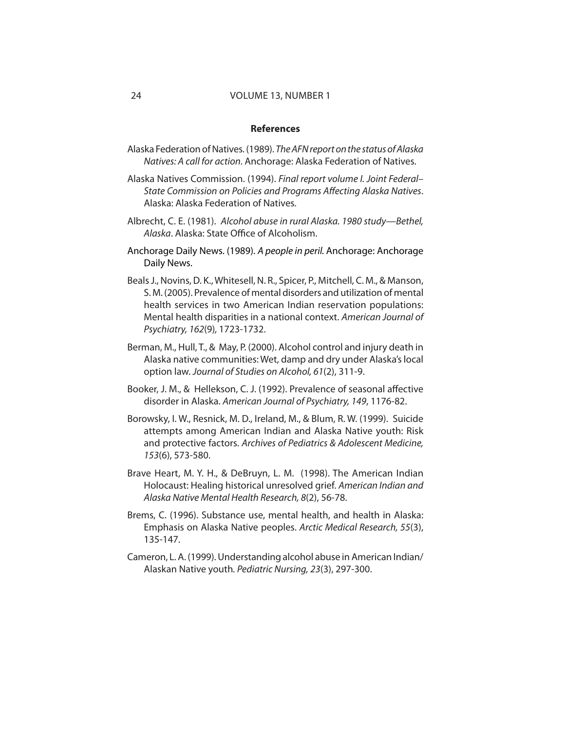## References

Alaska Federation of Natives. (1989). *The AFN report on the status of Alaska Natives: A call for action.* Anchorage: Alaska Federation of Natives.

Alaska Natives Commission. (1994). *Final report volume I. Joint Federal–State Commission on Policies and Programs Affecting Alaska Natives*. Alaska: Alaska Federation of Natives.

Albrecht, C. E. (1981). *Alcohol abuse in rural Alaska. 1980 study—Bethel, Alaska*. Alaska: State Office of Alcoholism.

Anchorage Daily News. (1989). *A people in peril.* Anchorage: Anchorage Daily News.

Beals J., Novins, D. K., Whitesell, N. R., Spicer, P., Mitchell, C. M., & Manson, S. M. (2005). Prevalence of mental disorders and utilization of mental health services in two American Indian reservation populations: Mental health disparities in a national context. *American Journal of Psychiatry, 162*(9), 1723-1732.

Berman, M., Hull, T., & May, P. (2000). Alcohol control and injury death in Alaska native communities: Wet, damp and dry under Alaska's local option law. *Journal of Studies on Alcohol, 61*(2), 311-9.

Booker, J. M., & Hellekson, C. J. (1992). Prevalence of seasonal affective disorder in Alaska. *American Journal of Psychiatry, 149*, 1176-82.

Borowsky, I. W., Resnick, M. D., Ireland, M., & Blum, R. W. (1999). Suicide attempts among American Indian and Alaska Native youth: Risk and protective factors. *Archives of Pediatrics & Adolescent Medicine, 153*(6), 573-580.

Brave Heart, M. Y. H., & DeBruyn, L. M. (1998). The American Indian Holocaust: Healing historical unresolved grief. *American Indian and Alaska Native Mental Health Research, 8*(2), 56-78.

Brems, C. (1996). Substance use, mental health, and health in Alaska: Emphasis on Alaska Native peoples. *Arctic Medical Research, 55*(3), 135-147.

Cameron, L. A. (1999). Understanding alcohol abuse in American Indian/Alaskan Native youth. *Pediatric Nursing, 23*(3), 297-300.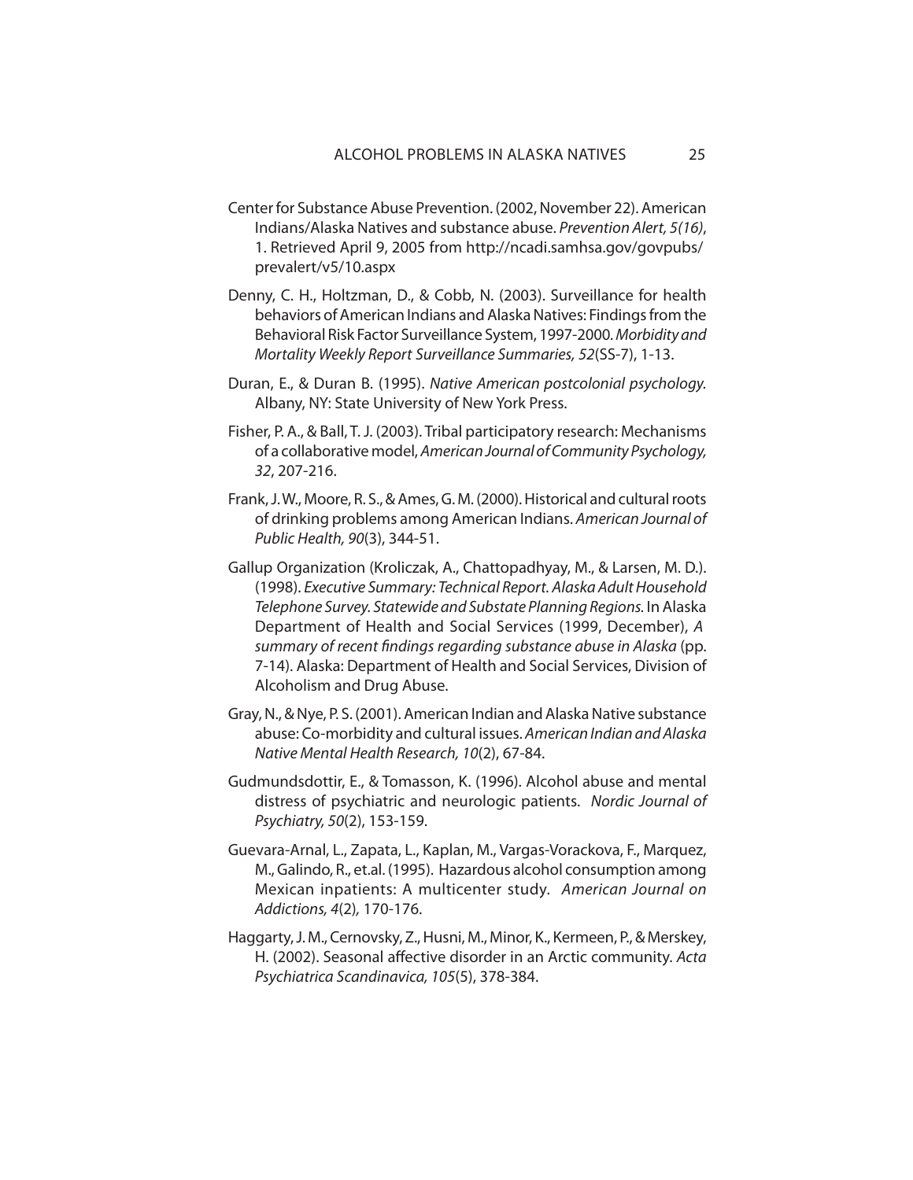Center for Substance Abuse Prevention. (2002, November 22). American Indians/Alaska Natives and substance abuse. *Prevention Alert, 5(16)*, 1. Retrieved April 9, 2005 from http://ncadi.samhsa.gov/govpubs/prevalert/v5/10.aspx

Denny, C. H., Holtzman, D., & Cobb, N. (2003). Surveillance for health behaviors of American Indians and Alaska Natives: Findings from the Behavioral Risk Factor Surveillance System, 1997-2000. *Morbidity and Mortality Weekly Report Surveillance Summaries, 52*(SS-7), 1-13.

Duran, E., & Duran B. (1995). *Native American postcolonial psychology.* Albany, NY: State University of New York Press.

Fisher, P. A., & Ball, T. J. (2003). Tribal participatory research: Mechanisms of a collaborative model, *American Journal of Community Psychology, 32*, 207-216.

Frank, J. W., Moore, R. S., & Ames, G. M. (2000). Historical and cultural roots of drinking problems among American Indians. *American Journal of Public Health, 90*(3), 344-51.

Gallup Organization (Kroliczak, A., Chattopadhyay, M., & Larsen, M. D.). (1998). *Executive Summary: Technical Report. Alaska Adult Household Telephone Survey. Statewide and Substate Planning Regions.* In Alaska Department of Health and Social Services (1999, December), *A summary of recent findings regarding substance abuse in Alaska* (pp. 7-14). Alaska: Department of Health and Social Services, Division of Alcoholism and Drug Abuse.

Gray, N., & Nye, P. S. (2001). American Indian and Alaska Native substance abuse: Co-morbidity and cultural issues. *American Indian and Alaska Native Mental Health Research, 10*(2), 67-84.

Gudmundsdottir, E., & Tomasson, K. (1996). Alcohol abuse and mental distress of psychiatric and neurologic patients. *Nordic Journal of Psychiatry, 50*(2), 153-159.

Guevara-Arnal, L., Zapata, L., Kaplan, M., Vargas-Vorackova, F., Marquez, M., Galindo, R., et.al. (1995). Hazardous alcohol consumption among Mexican inpatients: A multicenter study. *American Journal on Addictions, 4*(2), 170-176.

Haggarty, J. M., Cernovsky, Z., Husni, M., Minor, K., Kermeen, P., & Merskey, H. (2002). Seasonal affective disorder in an Arctic community. *Acta Psychiatrica Scandinavica, 105*(5), 378-384.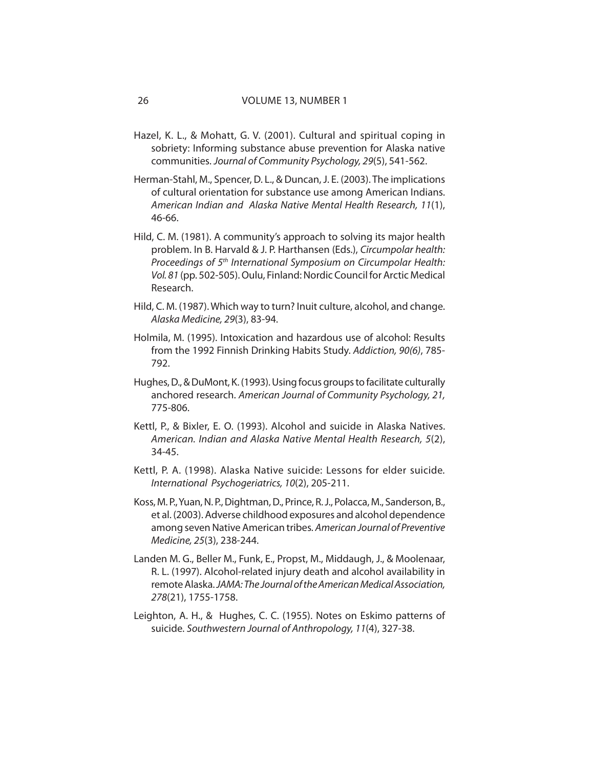Hazel, K. L., & Mohatt, G. V. (2001). Cultural and spiritual coping in sobriety: Informing substance abuse prevention for Alaska native communities. *Journal of Community Psychology, 29*(5), 541-562.

Herman-Stahl, M., Spencer, D. L., & Duncan, J. E. (2003). The implications of cultural orientation for substance use among American Indians. *American Indian and Alaska Native Mental Health Research, 11*(1), 46-66.

Hild, C. M. (1981). A community's approach to solving its major health problem. In B. Harvald & J. P. Harthansen (Eds.), *Circumpolar health: Proceedings of 5th International Symposium on Circumpolar Health: Vol. 81* (pp. 502-505). Oulu, Finland: Nordic Council for Arctic Medical Research.

Hild, C. M. (1987). Which way to turn? Inuit culture, alcohol, and change. *Alaska Medicine, 29*(3), 83-94.

Holmila, M. (1995). Intoxication and hazardous use of alcohol: Results from the 1992 Finnish Drinking Habits Study. *Addiction, 90(6)*, 785-792.

Hughes, D., & DuMont, K. (1993). Using focus groups to facilitate culturally anchored research. *American Journal of Community Psychology, 21,* 775-806.

Kettl, P., & Bixler, E. O. (1993). Alcohol and suicide in Alaska Natives. *American. Indian and Alaska Native Mental Health Research, 5*(2), 34-45.

Kettl, P. A. (1998). Alaska Native suicide: Lessons for elder suicide. *International Psychogeriatrics, 10*(2), 205-211.

Koss, M. P., Yuan, N. P., Dightman, D., Prince, R. J., Polacca, M., Sanderson, B., et al. (2003). Adverse childhood exposures and alcohol dependence among seven Native American tribes. *American Journal of Preventive Medicine, 25*(3), 238-244.

Landen M. G., Beller M., Funk, E., Propst, M., Middaugh, J., & Moolenaar, R. L. (1997). Alcohol-related injury death and alcohol availability in remote Alaska. *JAMA: The Journal of the American Medical Association, 278*(21), 1755-1758.

Leighton, A. H., & Hughes, C. C. (1955). Notes on Eskimo patterns of suicide. *Southwestern Journal of Anthropology, 11*(4), 327-38.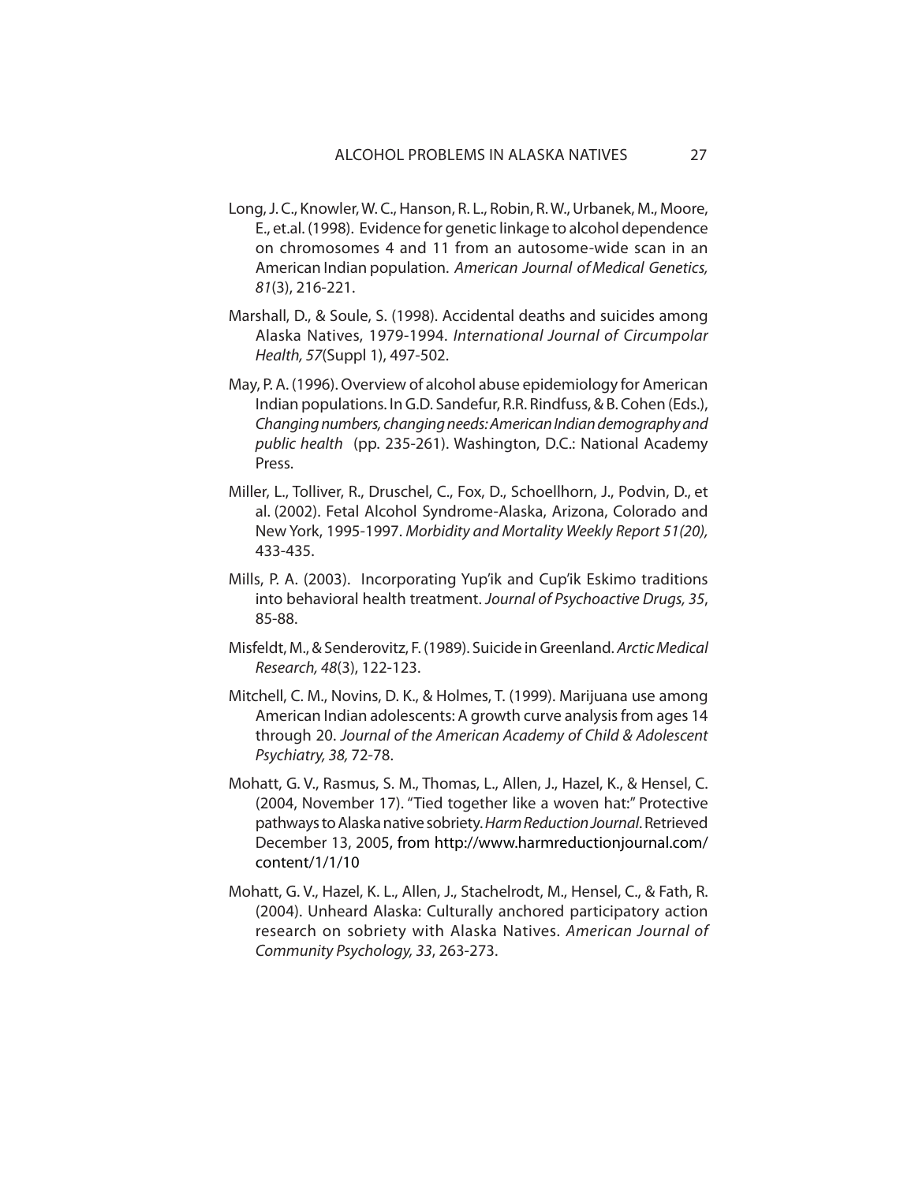Long, J. C., Knowler, W. C., Hanson, R. L., Robin, R. W., Urbanek, M., Moore, E., et.al. (1998). Evidence for genetic linkage to alcohol dependence on chromosomes 4 and 11 from an autosome-wide scan in an American Indian population. *American Journal of Medical Genetics, 81*(3), 216-221.

Marshall, D., & Soule, S. (1998). Accidental deaths and suicides among Alaska Natives, 1979-1994. *International Journal of Circumpolar Health, 57*(Suppl 1), 497-502.

May, P. A. (1996). Overview of alcohol abuse epidemiology for American Indian populations. In G.D. Sandefur, R.R. Rindfuss, & B. Cohen (Eds.), *Changing numbers, changing needs: American Indian demography and public health* (pp. 235-261). Washington, D.C.: National Academy Press.

Miller, L., Tolliver, R., Druschel, C., Fox, D., Schoellhorn, J., Podvin, D., et al. (2002). Fetal Alcohol Syndrome-Alaska, Arizona, Colorado and New York, 1995-1997. *Morbidity and Mortality Weekly Report 51(20),* 433-435.

Mills, P. A. (2003). Incorporating Yup'ik and Cup'ik Eskimo traditions into behavioral health treatment. *Journal of Psychoactive Drugs, 35*, 85-88.

Misfeldt, M., & Senderovitz, F. (1989). Suicide in Greenland. *Arctic Medical Research, 48*(3), 122-123.

Mitchell, C. M., Novins, D. K., & Holmes, T. (1999). Marijuana use among American Indian adolescents: A growth curve analysis from ages 14 through 20. *Journal of the American Academy of Child & Adolescent Psychiatry, 38,* 72-78.

Mohatt, G. V., Rasmus, S. M., Thomas, L., Allen, J., Hazel, K., & Hensel, C. (2004, November 17). "Tied together like a woven hat:" Protective pathways to Alaska native sobriety. *Harm Reduction Journal*. Retrieved December 13, 2005, from http://www.harmreductionjournal.com/content/1/1/10

Mohatt, G. V., Hazel, K. L., Allen, J., Stachelrodt, M., Hensel, C., & Fath, R. (2004). Unheard Alaska: Culturally anchored participatory action research on sobriety with Alaska Natives. *American Journal of Community Psychology, 33*, 263-273.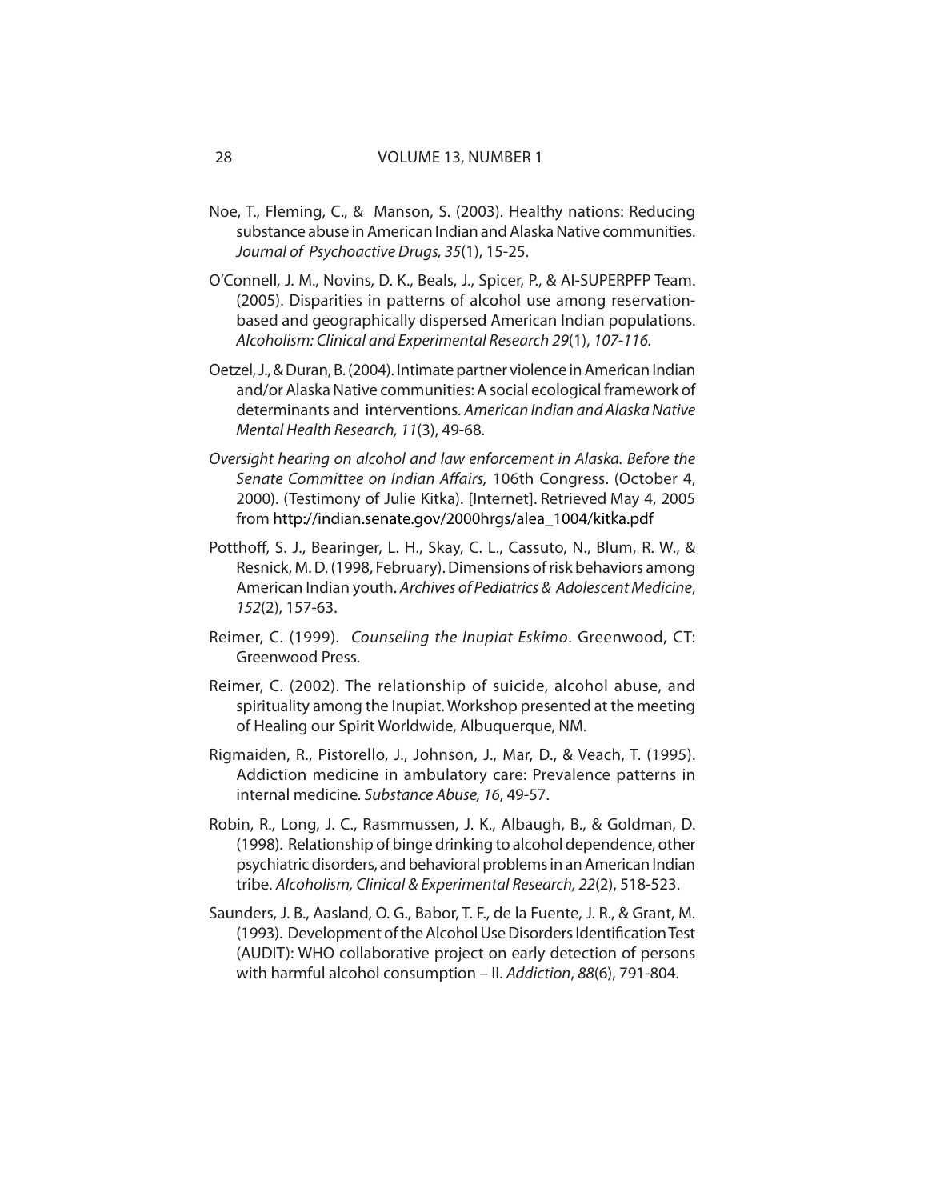Noe, T., Fleming, C., & Manson, S. (2003). Healthy nations: Reducing substance abuse in American Indian and Alaska Native communities. *Journal of Psychoactive Drugs, 35*(1), 15-25.

O'Connell, J. M., Novins, D. K., Beals, J., Spicer, P., & AI-SUPERPFP Team. (2005). Disparities in patterns of alcohol use among reservation-based and geographically dispersed American Indian populations. *Alcoholism: Clinical and Experimental Research 29*(1), *107-116.*

Oetzel, J., & Duran, B. (2004). Intimate partner violence in American Indian and/or Alaska Native communities: A social ecological framework of determinants and interventions. *American Indian and Alaska Native Mental Health Research, 11*(3), 49-68.

*Oversight hearing on alcohol and law enforcement in Alaska. Before the Senate Committee on Indian Affairs,* 106th Congress. (October 4, 2000). (Testimony of Julie Kitka). [Internet]. Retrieved May 4, 2005 from http://indian.senate.gov/2000hrgs/alea_1004/kitka.pdf

Potthoff, S. J., Bearinger, L. H., Skay, C. L., Cassuto, N., Blum, R. W., & Resnick, M. D. (1998, February). Dimensions of risk behaviors among American Indian youth. *Archives of Pediatrics & Adolescent Medicine*, *152*(2), 157-63.

Reimer, C. (1999). *Counseling the Inupiat Eskimo*. Greenwood, CT: Greenwood Press.

Reimer, C. (2002). The relationship of suicide, alcohol abuse, and spirituality among the Inupiat. Workshop presented at the meeting of Healing our Spirit Worldwide, Albuquerque, NM.

Rigmaiden, R., Pistorello, J., Johnson, J., Mar, D., & Veach, T. (1995). Addiction medicine in ambulatory care: Prevalence patterns in internal medicine. *Substance Abuse, 16*, 49-57.

Robin, R., Long, J. C., Rasmmussen, J. K., Albaugh, B., & Goldman, D. (1998). Relationship of binge drinking to alcohol dependence, other psychiatric disorders, and behavioral problems in an American Indian tribe. *Alcoholism, Clinical & Experimental Research, 22*(2), 518-523.

Saunders, J. B., Aasland, O. G., Babor, T. F., de la Fuente, J. R., & Grant, M. (1993). Development of the Alcohol Use Disorders Identification Test (AUDIT): WHO collaborative project on early detection of persons with harmful alcohol consumption – II. *Addiction*, *88*(6), 791-804.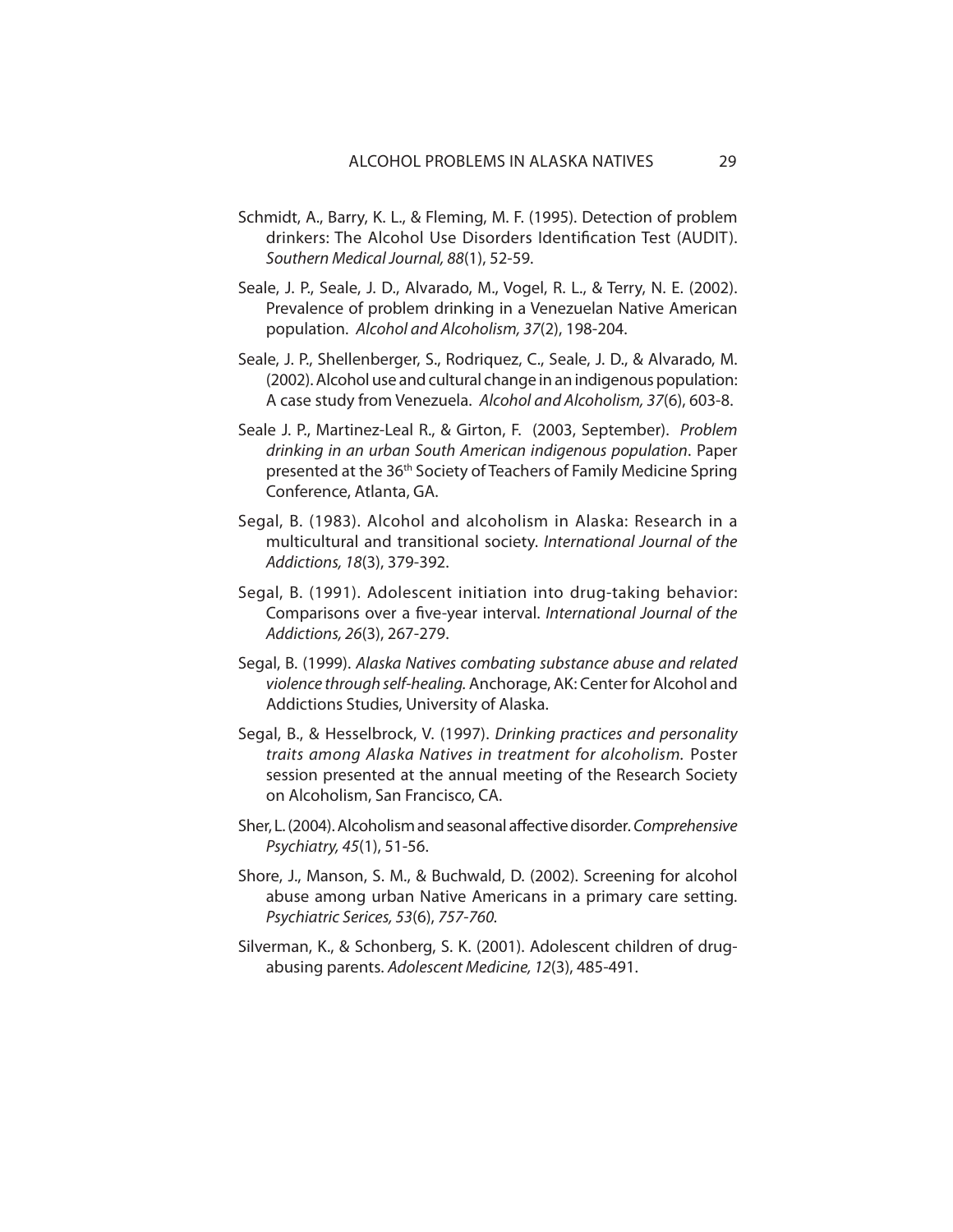Schmidt, A., Barry, K. L., & Fleming, M. F. (1995). Detection of problem drinkers: The Alcohol Use Disorders Identification Test (AUDIT). *Southern Medical Journal, 88*(1), 52-59.

Seale, J. P., Seale, J. D., Alvarado, M., Vogel, R. L., & Terry, N. E. (2002). Prevalence of problem drinking in a Venezuelan Native American population. *Alcohol and Alcoholism, 37*(2), 198-204.

Seale, J. P., Shellenberger, S., Rodriquez, C., Seale, J. D., & Alvarado, M. (2002). Alcohol use and cultural change in an indigenous population: A case study from Venezuela. *Alcohol and Alcoholism, 37*(6), 603-8.

Seale J. P., Martinez-Leal R., & Girton, F. (2003, September). *Problem drinking in an urban South American indigenous population*. Paper presented at the 36th Society of Teachers of Family Medicine Spring Conference, Atlanta, GA.

Segal, B. (1983). Alcohol and alcoholism in Alaska: Research in a multicultural and transitional society. *International Journal of the Addictions, 18*(3), 379-392.

Segal, B. (1991). Adolescent initiation into drug-taking behavior: Comparisons over a five-year interval. *International Journal of the Addictions, 26*(3), 267-279.

Segal, B. (1999). *Alaska Natives combating substance abuse and related violence through self-healing.* Anchorage, AK: Center for Alcohol and Addictions Studies, University of Alaska.

Segal, B., & Hesselbrock, V. (1997). *Drinking practices and personality traits among Alaska Natives in treatment for alcoholism*. Poster session presented at the annual meeting of the Research Society on Alcoholism, San Francisco, CA.

Sher, L. (2004). Alcoholism and seasonal affective disorder. *Comprehensive Psychiatry, 45*(1), 51-56.

Shore, J., Manson, S. M., & Buchwald, D. (2002). Screening for alcohol abuse among urban Native Americans in a primary care setting. *Psychiatric Serices, 53*(6), *757-760.*

Silverman, K., & Schonberg, S. K. (2001). Adolescent children of drug-abusing parents. *Adolescent Medicine, 12*(3), 485-491.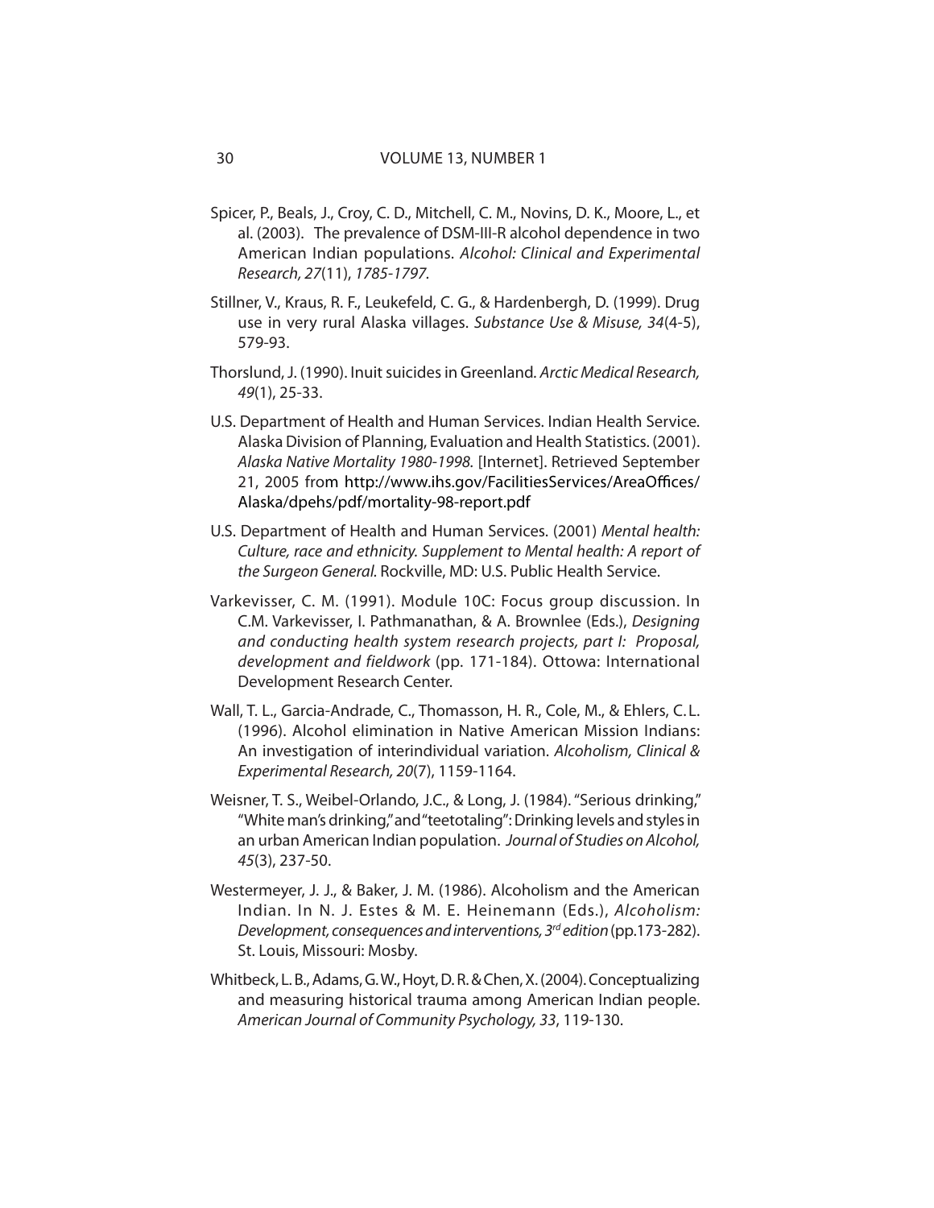Spicer, P., Beals, J., Croy, C. D., Mitchell, C. M., Novins, D. K., Moore, L., et al. (2003). The prevalence of DSM-III-R alcohol dependence in two American Indian populations. *Alcohol: Clinical and Experimental Research, 27*(11), *1785-1797*.

Stillner, V., Kraus, R. F., Leukefeld, C. G., & Hardenbergh, D. (1999). Drug use in very rural Alaska villages. *Substance Use & Misuse, 34*(4-5), 579-93.

Thorslund, J. (1990). Inuit suicides in Greenland. *Arctic Medical Research, 49*(1), 25-33.

U.S. Department of Health and Human Services. Indian Health Service. Alaska Division of Planning, Evaluation and Health Statistics. (2001). *Alaska Native Mortality 1980-1998*. [Internet]. Retrieved September 21, 2005 from http://www.ihs.gov/FacilitiesServices/AreaOffices/Alaska/dpehs/pdf/mortality-98-report.pdf

U.S. Department of Health and Human Services. (2001) *Mental health: Culture, race and ethnicity. Supplement to Mental health: A report of the Surgeon General*. Rockville, MD: U.S. Public Health Service.

Varkevisser, C. M. (1991). Module 10C: Focus group discussion. In C.M. Varkevisser, I. Pathmanathan, & A. Brownlee (Eds.), *Designing and conducting health system research projects, part I: Proposal, development and fieldwork* (pp. 171-184). Ottowa: International Development Research Center.

Wall, T. L., Garcia-Andrade, C., Thomasson, H. R., Cole, M., & Ehlers, C. L. (1996). Alcohol elimination in Native American Mission Indians: An investigation of interindividual variation. *Alcoholism, Clinical & Experimental Research, 20*(7), 1159-1164.

Weisner, T. S., Weibel-Orlando, J.C., & Long, J. (1984). "Serious drinking," "White man's drinking," and "teetotaling": Drinking levels and styles in an urban American Indian population. *Journal of Studies on Alcohol, 45*(3), 237-50.

Westermeyer, J. J., & Baker, J. M. (1986). Alcoholism and the American Indian. In N. J. Estes & M. E. Heinemann (Eds.), *Alcoholism: Development, consequences and interventions, 3rd edition* (pp.173-282). St. Louis, Missouri: Mosby.

Whitbeck, L. B., Adams, G. W., Hoyt, D. R. & Chen, X. (2004). Conceptualizing and measuring historical trauma among American Indian people. *American Journal of Community Psychology, 33*, 119-130.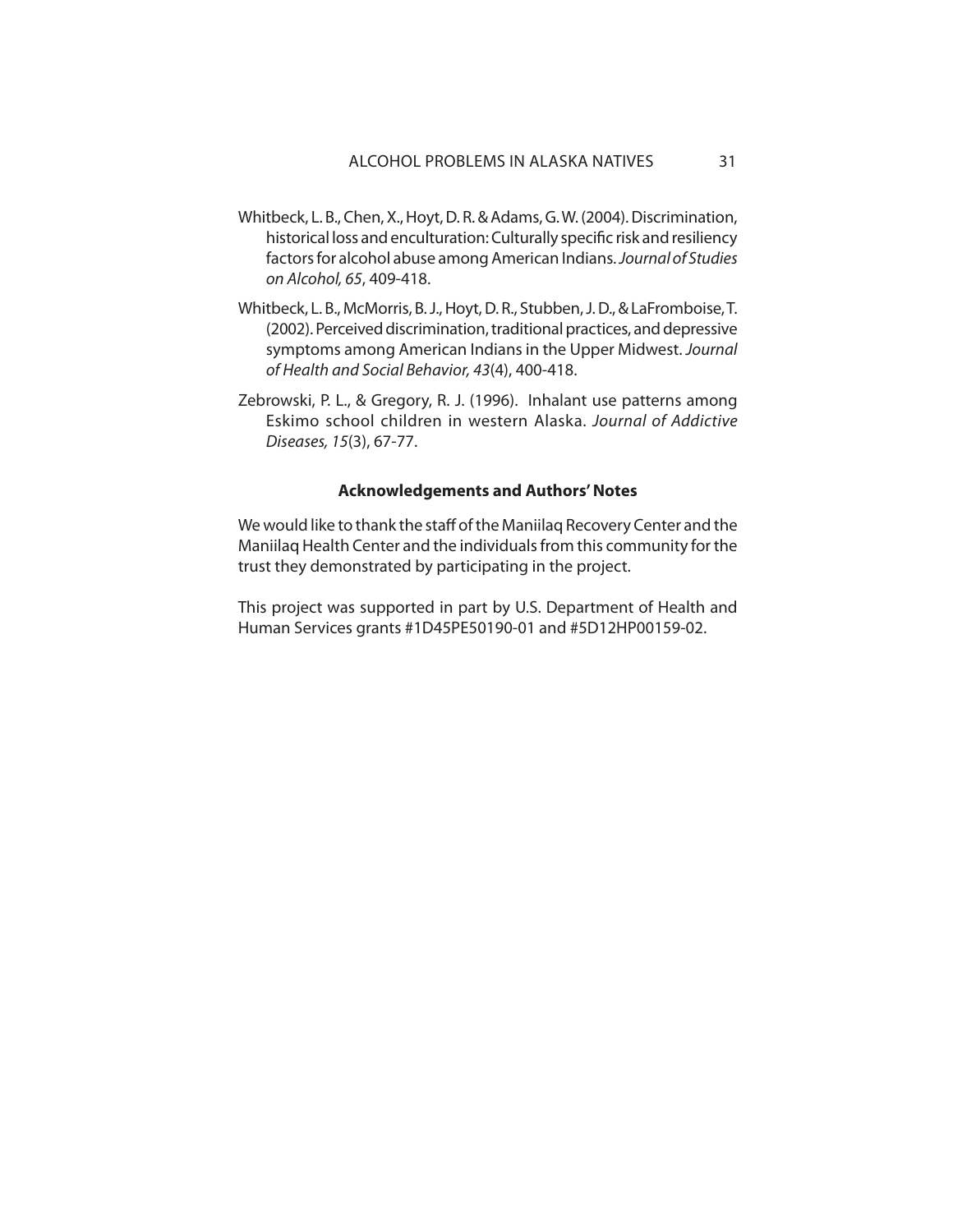Whitbeck, L. B., Chen, X., Hoyt, D. R. & Adams, G. W. (2004). Discrimination, historical loss and enculturation: Culturally specific risk and resiliency factors for alcohol abuse among American Indians. *Journal of Studies on Alcohol, 65*, 409-418.

Whitbeck, L. B., McMorris, B. J., Hoyt, D. R., Stubben, J. D., & LaFromboise, T. (2002). Perceived discrimination, traditional practices, and depressive symptoms among American Indians in the Upper Midwest. *Journal of Health and Social Behavior, 43*(4), 400-418.

Zebrowski, P. L., & Gregory, R. J. (1996). Inhalant use patterns among Eskimo school children in western Alaska. *Journal of Addictive Diseases, 15*(3), 67-77.

### Acknowledgements and Authors' Notes

We would like to thank the staff of the Maniilaq Recovery Center and the Maniilaq Health Center and the individuals from this community for the trust they demonstrated by participating in the project.

This project was supported in part by U.S. Department of Health and Human Services grants #1D45PE50190-01 and #5D12HP00159-02.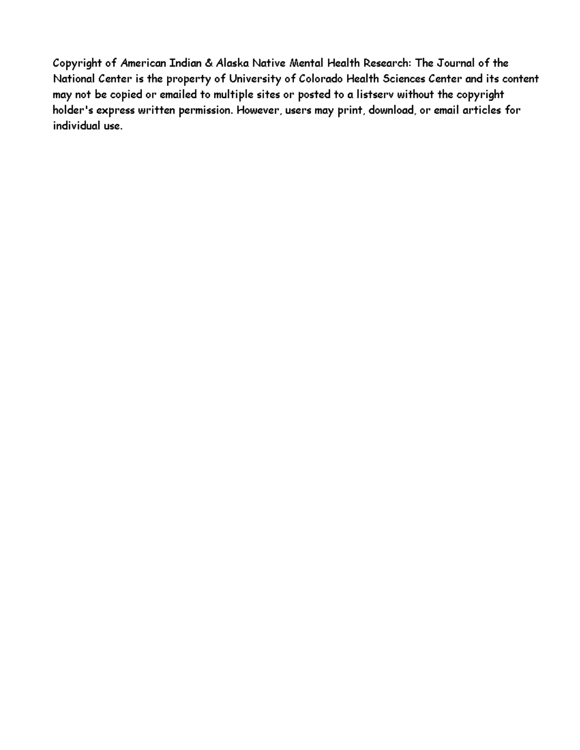Copyright of American Indian & Alaska Native Mental Health Research: The Journal of the National Center is the property of University of Colorado Health Sciences Center and its content may not be copied or emailed to multiple sites or posted to a listserv without the copyright holder's express written permission. However, users may print, download, or email articles for individual use.